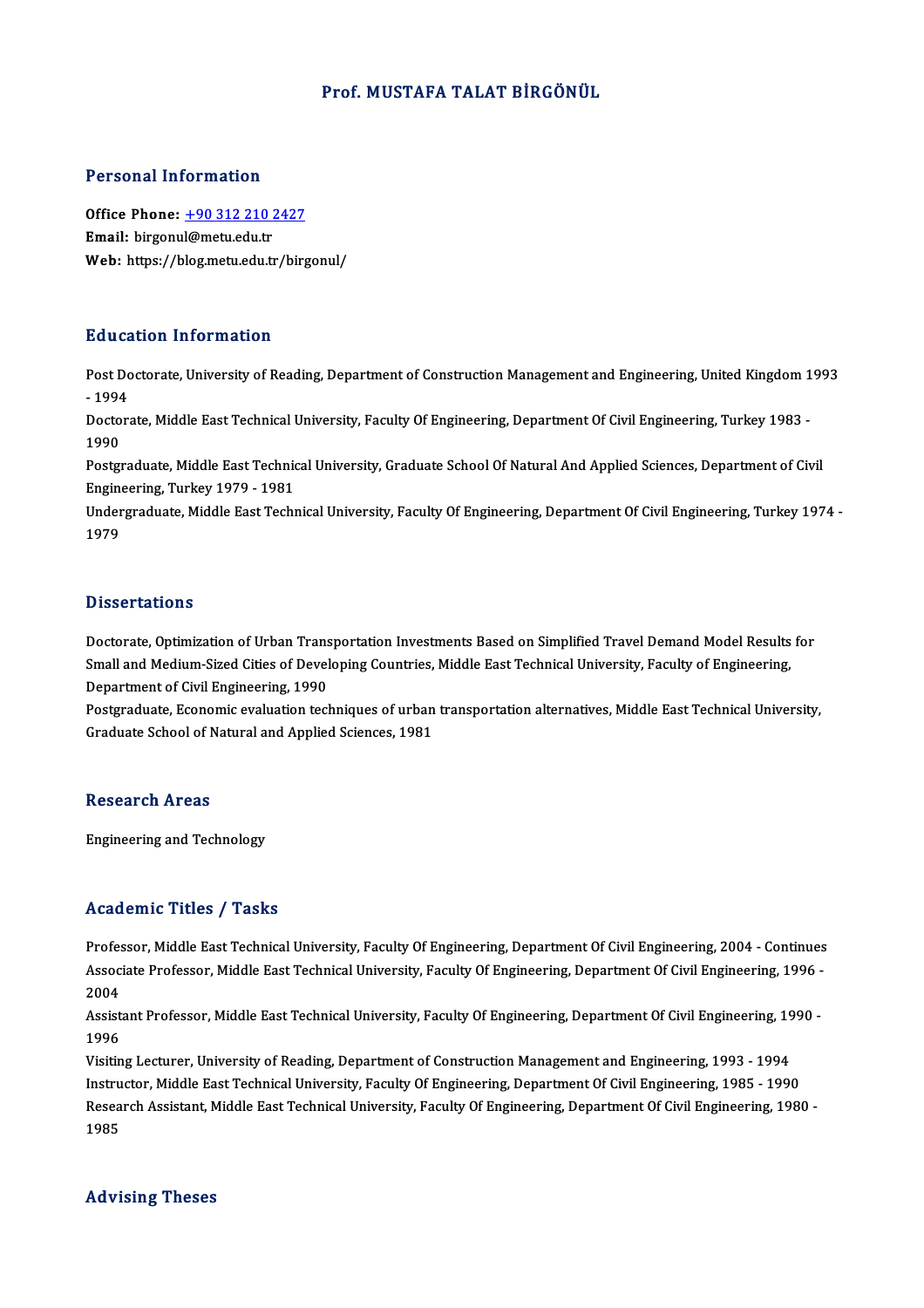# Prof. MUSTAFA TALAT BİRGÖNÜL

## Personal Information

**Office Phone:** +90 312 210 2427
**Email:** birgonul@metu.edu.tr
**Web:** https://blog.metu.edu.tr/birgonul/

## Education Information

Post Doctorate, University of Reading, Department of Construction Management and Engineering, United Kingdom 1993 - 1994
Doctorate, Middle East Technical University, Faculty Of Engineering, Department Of Civil Engineering, Turkey 1983 - 1990
Postgraduate, Middle East Technical University, Graduate School Of Natural And Applied Sciences, Department of Civil Engineering, Turkey 1979 - 1981
Undergraduate, Middle East Technical University, Faculty Of Engineering, Department Of Civil Engineering, Turkey 1974 - 1979

## Dissertations

Doctorate, Optimization of Urban Transportation Investments Based on Simplified Travel Demand Model Results for Small and Medium-Sized Cities of Developing Countries, Middle East Technical University, Faculty of Engineering, Department of Civil Engineering, 1990
Postgraduate, Economic evaluation techniques of urban transportation alternatives, Middle East Technical University, Graduate School of Natural and Applied Sciences, 1981

## Research Areas

Engineering and Technology

## Academic Titles / Tasks

Professor, Middle East Technical University, Faculty Of Engineering, Department Of Civil Engineering, 2004 - Continues
Associate Professor, Middle East Technical University, Faculty Of Engineering, Department Of Civil Engineering, 1996 - 2004
Assistant Professor, Middle East Technical University, Faculty Of Engineering, Department Of Civil Engineering, 1990 - 1996
Visiting Lecturer, University of Reading, Department of Construction Management and Engineering, 1993 - 1994
Instructor, Middle East Technical University, Faculty Of Engineering, Department Of Civil Engineering, 1985 - 1990
Research Assistant, Middle East Technical University, Faculty Of Engineering, Department Of Civil Engineering, 1980 - 1985

## Advising Theses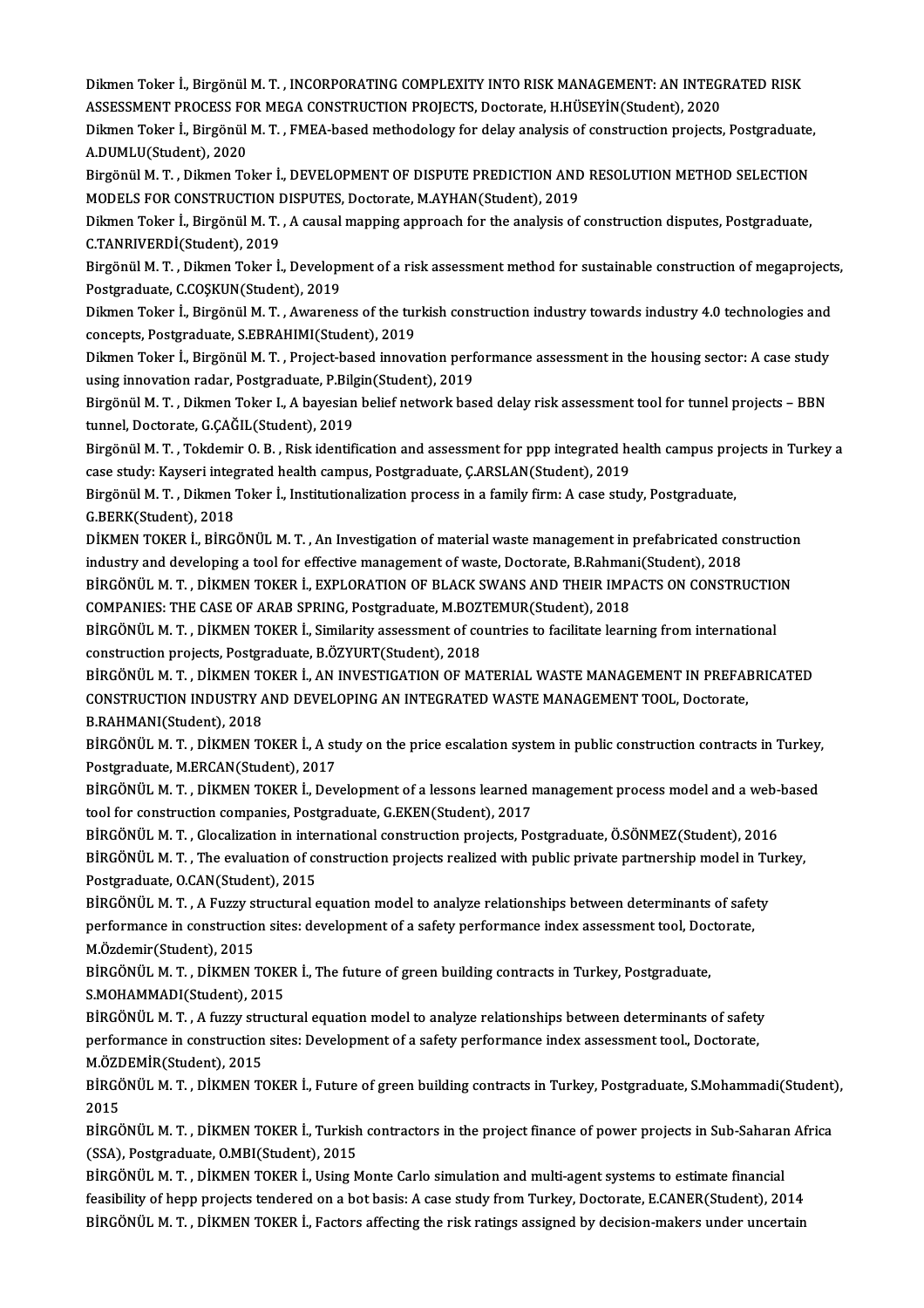Dikmen Toker İ., Birgönül M. T. , INCORPORATING COMPLEXITY INTO RISK MANAGEMENT: AN INTEGRATED RISK ASSESSMENT PROCESS FOR MEGA CONSTRUCTION PROJECTS, Doctorate, H.HÜSEYİN(Student), 2020

Dikmen Toker İ., Birgönül M. T. , FMEA-based methodology for delay analysis of construction projects, Postgraduate, A.DUMLU(Student), 2020

Birgönül M. T. , Dikmen Toker İ., DEVELOPMENT OF DISPUTE PREDICTION AND RESOLUTION METHOD SELECTION MODELS FOR CONSTRUCTION DISPUTES, Doctorate, M.AYHAN(Student), 2019

Dikmen Toker İ., Birgönül M. T. , A causal mapping approach for the analysis of construction disputes, Postgraduate, C.TANRIVERDİ(Student), 2019

Birgönül M. T. , Dikmen Toker İ., Development of a risk assessment method for sustainable construction of megaprojects, Postgraduate, C.COŞKUN(Student), 2019

Dikmen Toker İ., Birgönül M. T. , Awareness of the turkish construction industry towards industry 4.0 technologies and concepts, Postgraduate, S.EBRAHIMI(Student), 2019

Dikmen Toker İ., Birgönül M. T. , Project-based innovation performance assessment in the housing sector: A case study using innovation radar, Postgraduate, P.Bilgin(Student), 2019

Birgönül M. T. , Dikmen Toker I., A bayesian belief network based delay risk assessment tool for tunnel projects – BBN tunnel, Doctorate, G.ÇAĞIL(Student), 2019

Birgönül M. T. , Tokdemir O. B. , Risk identification and assessment for ppp integrated health campus projects in Turkey a case study: Kayseri integrated health campus, Postgraduate, Ç.ARSLAN(Student), 2019

Birgönül M. T. , Dikmen Toker İ., Institutionalization process in a family firm: A case study, Postgraduate, G.BERK(Student), 2018

DİKMEN TOKER İ., BİRGÖNÜL M. T. , An Investigation of material waste management in prefabricated construction industry and developing a tool for effective management of waste, Doctorate, B.Rahmani(Student), 2018

BİRGÖNÜL M. T. , DİKMEN TOKER İ., EXPLORATION OF BLACK SWANS AND THEIR IMPACTS ON CONSTRUCTION COMPANIES: THE CASE OF ARAB SPRING, Postgraduate, M.BOZTEMUR(Student), 2018

BİRGÖNÜL M. T. , DİKMEN TOKER İ., Similarity assessment of countries to facilitate learning from international construction projects, Postgraduate, B.ÖZYURT(Student), 2018

BİRGÖNÜL M. T. , DİKMEN TOKER İ., AN INVESTIGATION OF MATERIAL WASTE MANAGEMENT IN PREFABRICATED CONSTRUCTION INDUSTRY AND DEVELOPING AN INTEGRATED WASTE MANAGEMENT TOOL, Doctorate, B.RAHMANI(Student), 2018

BİRGÖNÜL M. T. , DİKMEN TOKER İ., A study on the price escalation system in public construction contracts in Turkey, Postgraduate, M.ERCAN(Student), 2017

BİRGÖNÜL M. T. , DİKMEN TOKER İ., Development of a lessons learned management process model and a web-based tool for construction companies, Postgraduate, G.EKEN(Student), 2017

BİRGÖNÜL M. T. , Glocalization in international construction projects, Postgraduate, Ö.SÖNMEZ(Student), 2016

BİRGÖNÜL M. T. , The evaluation of construction projects realized with public private partnership model in Turkey, Postgraduate, O.CAN(Student), 2015

BİRGÖNÜL M. T. , A Fuzzy structural equation model to analyze relationships between determinants of safety performance in construction sites: development of a safety performance index assessment tool, Doctorate, M.Özdemir(Student), 2015

BİRGÖNÜL M. T. , DİKMEN TOKER İ., The future of green building contracts in Turkey, Postgraduate, S.MOHAMMADI(Student), 2015

BİRGÖNÜL M. T. , A fuzzy structural equation model to analyze relationships between determinants of safety performance in construction sites: Development of a safety performance index assessment tool., Doctorate, M.ÖZDEMİR(Student), 2015

BİRGÖNÜL M. T. , DİKMEN TOKER İ., Future of green building contracts in Turkey, Postgraduate, S.Mohammadi(Student), 2015

BİRGÖNÜL M. T. , DİKMEN TOKER İ., Turkish contractors in the project finance of power projects in Sub-Saharan Africa (SSA), Postgraduate, O.MBI(Student), 2015

BİRGÖNÜL M. T. , DİKMEN TOKER İ., Using Monte Carlo simulation and multi-agent systems to estimate financial feasibility of hepp projects tendered on a bot basis: A case study from Turkey, Doctorate, E.CANER(Student), 2014

BİRGÖNÜL M. T. , DİKMEN TOKER İ., Factors affecting the risk ratings assigned by decision-makers under uncertain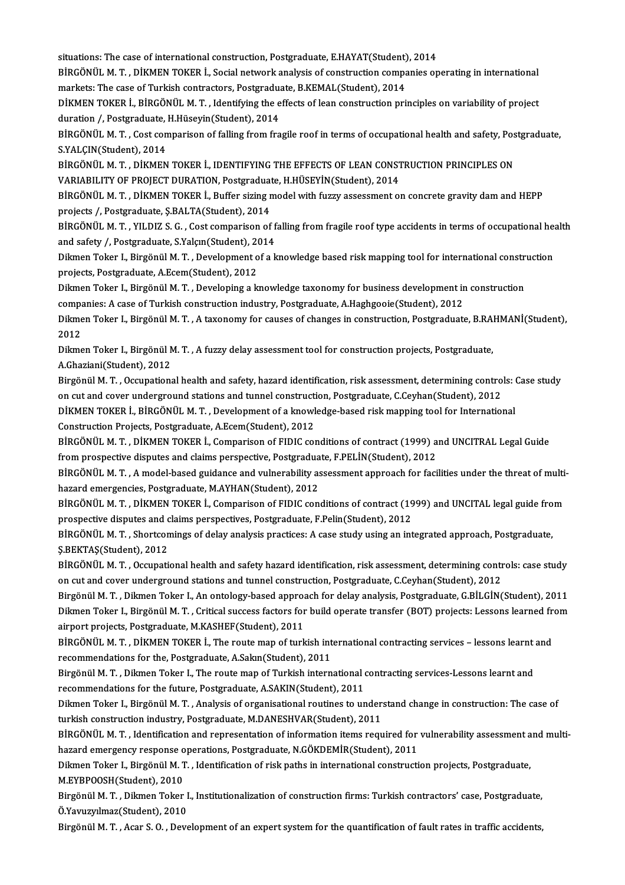situations: The case of international construction, Postgraduate, E.HAYAT(Student), 2014

BİRGÖNÜL M. T. , DİKMEN TOKER İ., Social network analysis of construction companies operating in international markets: The case of Turkish contractors, Postgraduate, B.KEMAL(Student), 2014

DİKMEN TOKER İ., BİRGÖNÜL M. T. , Identifying the effects of lean construction principles on variability of project duration /, Postgraduate, H.Hüseyin(Student), 2014

BİRGÖNÜL M. T. , Cost comparison of falling from fragile roof in terms of occupational health and safety, Postgraduate, S.YALÇIN(Student), 2014

BİRGÖNÜL M. T. , DİKMEN TOKER İ., IDENTIFYING THE EFFECTS OF LEAN CONSTRUCTION PRINCIPLES ON VARIABILITY OF PROJECT DURATION, Postgraduate, H.HÜSEYİN(Student), 2014

BİRGÖNÜL M. T. , DİKMEN TOKER İ., Buffer sizing model with fuzzy assessment on concrete gravity dam and HEPP projects /, Postgraduate, Ş.BALTA(Student), 2014

BİRGÖNÜL M. T. , YILDIZ S. G. , Cost comparison of falling from fragile roof type accidents in terms of occupational health and safety /, Postgraduate, S.Yalçın(Student), 2014

Dikmen Toker I., Birgönül M. T. , Development of a knowledge based risk mapping tool for international construction projects, Postgraduate, A.Ecem(Student), 2012

Dikmen Toker I., Birgönül M. T. , Developing a knowledge taxonomy for business development in construction companies: A case of Turkish construction industry, Postgraduate, A.Haghgooie(Student), 2012

Dikmen Toker I., Birgönül M. T. , A taxonomy for causes of changes in construction, Postgraduate, B.RAHMANİ(Student), 2012

Dikmen Toker I., Birgönül M. T. , A fuzzy delay assessment tool for construction projects, Postgraduate, A.Ghaziani(Student), 2012

Birgönül M. T. , Occupational health and safety, hazard identification, risk assessment, determining controls: Case study on cut and cover underground stations and tunnel construction, Postgraduate, C.Ceyhan(Student), 2012

DİKMEN TOKER İ., BİRGÖNÜL M. T. , Development of a knowledge-based risk mapping tool for International Construction Projects, Postgraduate, A.Ecem(Student), 2012

BİRGÖNÜL M. T. , DİKMEN TOKER İ., Comparison of FIDIC conditions of contract (1999) and UNCITRAL Legal Guide from prospective disputes and claims perspective, Postgraduate, F.PELİN(Student), 2012

BİRGÖNÜL M. T. , A model-based guidance and vulnerability assessment approach for facilities under the threat of multi-hazard emergencies, Postgraduate, M.AYHAN(Student), 2012

BİRGÖNÜL M. T. , DİKMEN TOKER İ., Comparison of FIDIC conditions of contract (1999) and UNCITAL legal guide from prospective disputes and claims perspectives, Postgraduate, F.Pelin(Student), 2012

BİRGÖNÜL M. T. , Shortcomings of delay analysis practices: A case study using an integrated approach, Postgraduate, Ş.BEKTAŞ(Student), 2012

BİRGÖNÜL M. T. , Occupational health and safety hazard identification, risk assessment, determining controls: case study on cut and cover underground stations and tunnel construction, Postgraduate, C.Ceyhan(Student), 2012

Birgönül M. T. , Dikmen Toker I., An ontology-based approach for delay analysis, Postgraduate, G.BİLGİN(Student), 2011

Dikmen Toker I., Birgönül M. T. , Critical success factors for build operate transfer (BOT) projects: Lessons learned from airport projects, Postgraduate, M.KASHEF(Student), 2011

BİRGÖNÜL M. T. , DİKMEN TOKER İ., The route map of turkish international contracting services – lessons learnt and recommendations for the, Postgraduate, A.Sakın(Student), 2011

Birgönül M. T. , Dikmen Toker I., The route map of Turkish international contracting services-Lessons learnt and recommendations for the future, Postgraduate, A.SAKIN(Student), 2011

Dikmen Toker I., Birgönül M. T. , Analysis of organisational routines to understand change in construction: The case of turkish construction industry, Postgraduate, M.DANESHVAR(Student), 2011

BİRGÖNÜL M. T. , Identification and representation of information items required for vulnerability assessment and multi-hazard emergency response operations, Postgraduate, N.GÖKDEMİR(Student), 2011

Dikmen Toker I., Birgönül M. T. , Identification of risk paths in international construction projects, Postgraduate, M.EYBPOOSH(Student), 2010

Birgönül M. T. , Dikmen Toker I., Institutionalization of construction firms: Turkish contractors' case, Postgraduate, Ö.Yavuzyılmaz(Student), 2010

Birgönül M. T. , Acar S. O. , Development of an expert system for the quantification of fault rates in traffic accidents,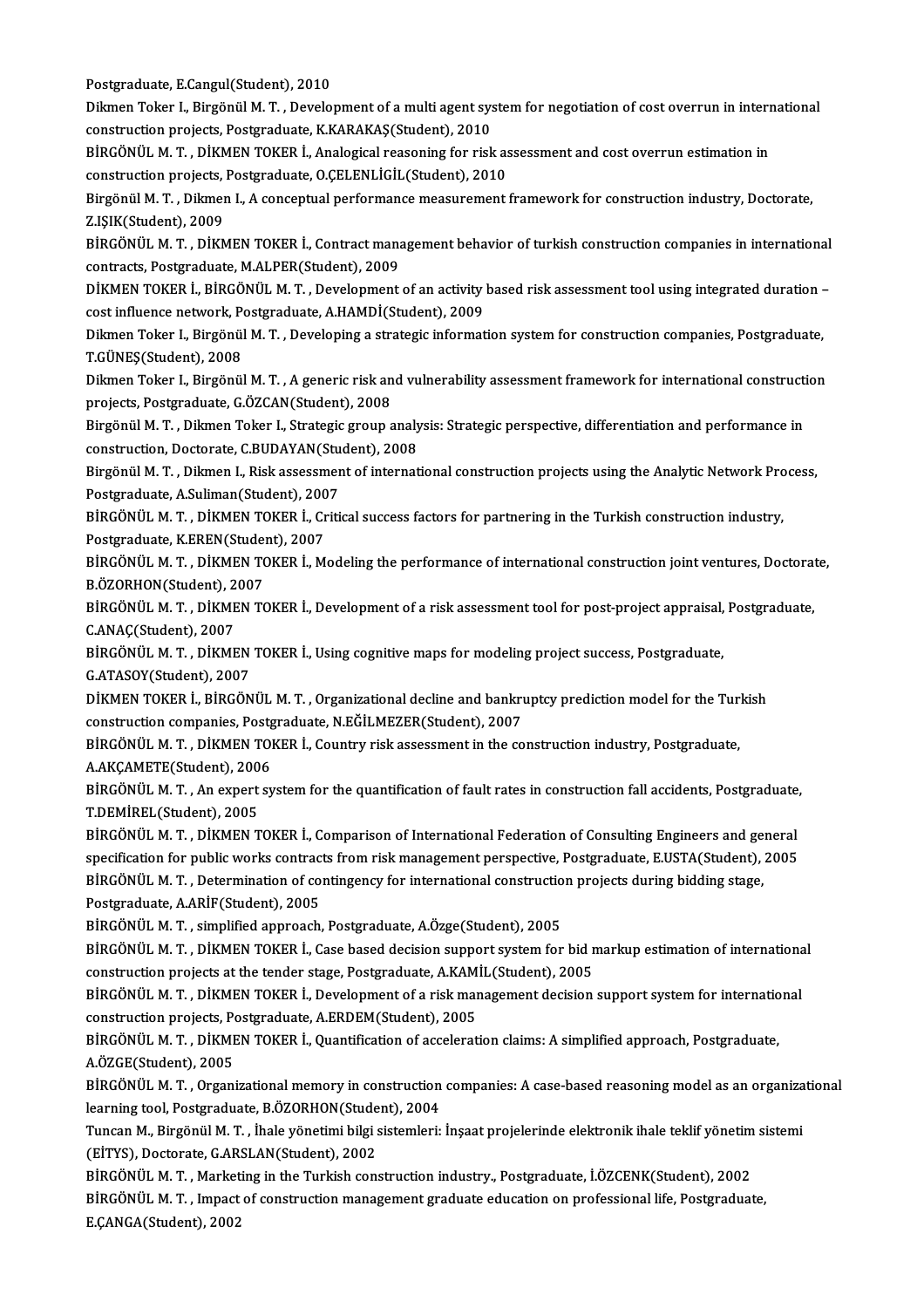Postgraduate, E.Cangul(Student), 2010

Dikmen Toker I., Birgönül M. T. , Development of a multi agent system for negotiation of cost overrun in international construction projects, Postgraduate, K.KARAKAŞ(Student), 2010

BİRGÖNÜL M. T. , DİKMEN TOKER İ., Analogical reasoning for risk assessment and cost overrun estimation in construction projects, Postgraduate, O.ÇELENLİGİL(Student), 2010

Birgönül M. T. , Dikmen I., A conceptual performance measurement framework for construction industry, Doctorate, Z.IŞIK(Student), 2009

BİRGÖNÜL M. T. , DİKMEN TOKER İ., Contract management behavior of turkish construction companies in international contracts, Postgraduate, M.ALPER(Student), 2009

DİKMEN TOKER İ., BİRGÖNÜL M. T. , Development of an activity based risk assessment tool using integrated duration – cost influence network, Postgraduate, A.HAMDİ(Student), 2009

Dikmen Toker I., Birgönül M. T. , Developing a strategic information system for construction companies, Postgraduate, T.GÜNEŞ(Student), 2008

Dikmen Toker I., Birgönül M. T. , A generic risk and vulnerability assessment framework for international construction projects, Postgraduate, G.ÖZCAN(Student), 2008

Birgönül M. T. , Dikmen Toker I., Strategic group analysis: Strategic perspective, differentiation and performance in construction, Doctorate, C.BUDAYAN(Student), 2008

Birgönül M. T. , Dikmen I., Risk assessment of international construction projects using the Analytic Network Process, Postgraduate, A.Suliman(Student), 2007

BİRGÖNÜL M. T. , DİKMEN TOKER İ., Critical success factors for partnering in the Turkish construction industry, Postgraduate, K.EREN(Student), 2007

BİRGÖNÜL M. T. , DİKMEN TOKER İ., Modeling the performance of international construction joint ventures, Doctorate, B.ÖZORHON(Student), 2007

BİRGÖNÜL M. T. , DİKMEN TOKER İ., Development of a risk assessment tool for post-project appraisal, Postgraduate, C.ANAÇ(Student), 2007

BİRGÖNÜL M. T. , DİKMEN TOKER İ., Using cognitive maps for modeling project success, Postgraduate, G.ATASOY(Student), 2007

DİKMEN TOKER İ., BİRGÖNÜL M. T. , Organizational decline and bankruptcy prediction model for the Turkish construction companies, Postgraduate, N.EĞİLMEZER(Student), 2007

BİRGÖNÜL M. T. , DİKMEN TOKER İ., Country risk assessment in the construction industry, Postgraduate, A.AKÇAMETE(Student), 2006

BİRGÖNÜL M. T. , An expert system for the quantification of fault rates in construction fall accidents, Postgraduate, T.DEMİREL(Student), 2005

BİRGÖNÜL M. T. , DİKMEN TOKER İ., Comparison of International Federation of Consulting Engineers and general specification for public works contracts from risk management perspective, Postgraduate, E.USTA(Student), 2005

BİRGÖNÜL M. T. , Determination of contingency for international construction projects during bidding stage, Postgraduate, A.ARİF(Student), 2005

BİRGÖNÜL M. T. , simplified approach, Postgraduate, A.Özge(Student), 2005

BİRGÖNÜL M. T. , DİKMEN TOKER İ., Case based decision support system for bid markup estimation of international construction projects at the tender stage, Postgraduate, A.KAMİL(Student), 2005

BİRGÖNÜL M. T. , DİKMEN TOKER İ., Development of a risk management decision support system for international construction projects, Postgraduate, A.ERDEM(Student), 2005

BİRGÖNÜL M. T. , DİKMEN TOKER İ., Quantification of acceleration claims: A simplified approach, Postgraduate, A.ÖZGE(Student), 2005

BİRGÖNÜL M. T. , Organizational memory in construction companies: A case-based reasoning model as an organizational learning tool, Postgraduate, B.ÖZORHON(Student), 2004

Tuncan M., Birgönül M. T. , İhale yönetimi bilgi sistemleri: İnşaat projelerinde elektronik ihale teklif yönetim sistemi (EİTYS), Doctorate, G.ARSLAN(Student), 2002

BİRGÖNÜL M. T. , Marketing in the Turkish construction industry., Postgraduate, İ.ÖZCENK(Student), 2002

BİRGÖNÜL M. T. , Impact of construction management graduate education on professional life, Postgraduate, E.ÇANGA(Student), 2002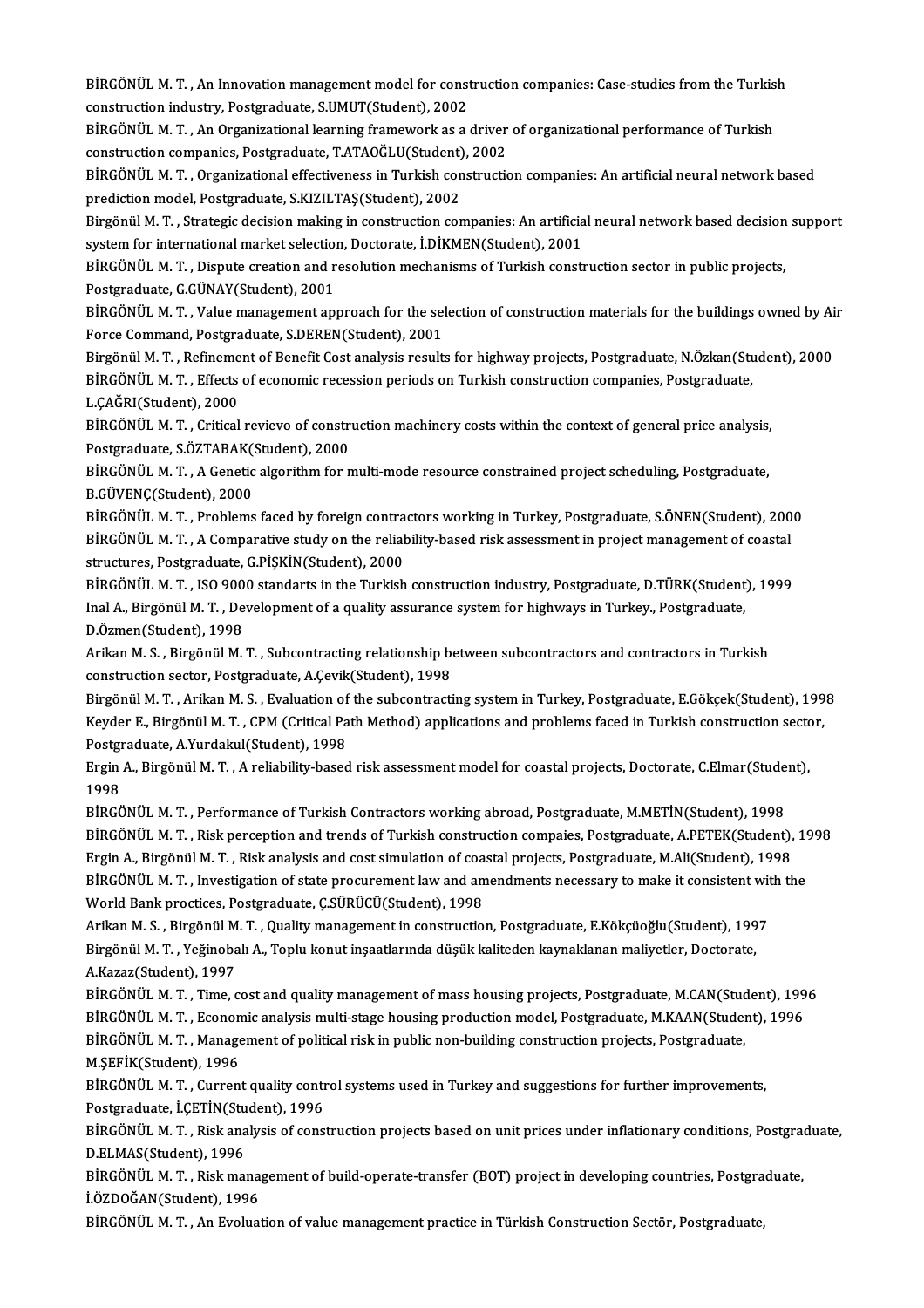BİRGÖNÜL M. T. , An Innovation management model for construction companies: Case-studies from the Turkish construction industry, Postgraduate, S.UMUT(Student), 2002

BİRGÖNÜL M. T. , An Organizational learning framework as a driver of organizational performance of Turkish construction companies, Postgraduate, T.ATAOĞLU(Student), 2002

BİRGÖNÜL M. T. , Organizational effectiveness in Turkish construction companies: An artificial neural network based prediction model, Postgraduate, S.KIZILTAŞ(Student), 2002

Birgönül M. T. , Strategic decision making in construction companies: An artificial neural network based decision support system for international market selection, Doctorate, İ.DİKMEN(Student), 2001

BİRGÖNÜL M. T. , Dispute creation and resolution mechanisms of Turkish construction sector in public projects, Postgraduate, G.GÜNAY(Student), 2001

BİRGÖNÜL M. T. , Value management approach for the selection of construction materials for the buildings owned by Air Force Command, Postgraduate, S.DEREN(Student), 2001

Birgönül M. T. , Refinement of Benefit Cost analysis results for highway projects, Postgraduate, N.Özkan(Student), 2000

BİRGÖNÜL M. T. , Effects of economic recession periods on Turkish construction companies, Postgraduate, L.ÇAĞRI(Student), 2000

BİRGÖNÜL M. T. , Critical revievo of construction machinery costs within the context of general price analysis, Postgraduate, S.ÖZTABAK(Student), 2000

BİRGÖNÜL M. T. , A Genetic algorithm for multi-mode resource constrained project scheduling, Postgraduate, B.GÜVENÇ(Student), 2000

BİRGÖNÜL M. T. , Problems faced by foreign contractors working in Turkey, Postgraduate, S.ÖNEN(Student), 2000

BİRGÖNÜL M. T. , A Comparative study on the reliability-based risk assessment in project management of coastal structures, Postgraduate, G.PİŞKİN(Student), 2000

BİRGÖNÜL M. T. , ISO 9000 standarts in the Turkish construction industry, Postgraduate, D.TÜRK(Student), 1999

Inal A., Birgönül M. T. , Development of a quality assurance system for highways in Turkey., Postgraduate, D.Özmen(Student), 1998

Arikan M. S. , Birgönül M. T. , Subcontracting relationship between subcontractors and contractors in Turkish construction sector, Postgraduate, A.Çevik(Student), 1998

Birgönül M. T. , Arikan M. S. , Evaluation of the subcontracting system in Turkey, Postgraduate, E.Gökçek(Student), 1998

Keyder E., Birgönül M. T. , CPM (Critical Path Method) applications and problems faced in Turkish construction sector, Postgraduate, A.Yurdakul(Student), 1998

Ergin A., Birgönül M. T. , A reliability-based risk assessment model for coastal projects, Doctorate, C.Elmar(Student), 1998

BİRGÖNÜL M. T. , Performance of Turkish Contractors working abroad, Postgraduate, M.METİN(Student), 1998

BİRGÖNÜL M. T. , Risk perception and trends of Turkish construction compaies, Postgraduate, A.PETEK(Student), 1998

Ergin A., Birgönül M. T. , Risk analysis and cost simulation of coastal projects, Postgraduate, M.Ali(Student), 1998

BİRGÖNÜL M. T. , Investigation of state procurement law and amendments necessary to make it consistent with the World Bank proctices, Postgraduate, Ç.SÜRÜCÜ(Student), 1998

Arikan M. S. , Birgönül M. T. , Quality management in construction, Postgraduate, E.Kökçüoğlu(Student), 1997

Birgönül M. T. , Yeğinobalı A., Toplu konut inşaatlarında düşük kaliteden kaynaklanan maliyetler, Doctorate, A.Kazaz(Student), 1997

BİRGÖNÜL M. T. , Time, cost and quality management of mass housing projects, Postgraduate, M.CAN(Student), 1996

BİRGÖNÜL M. T. , Economic analysis multi-stage housing production model, Postgraduate, M.KAAN(Student), 1996

BİRGÖNÜL M. T. , Management of political risk in public non-building construction projects, Postgraduate, M.ŞEFİK(Student), 1996

BİRGÖNÜL M. T. , Current quality control systems used in Turkey and suggestions for further improvements, Postgraduate, İ.ÇETİN(Student), 1996

BİRGÖNÜL M. T. , Risk analysis of construction projects based on unit prices under inflationary conditions, Postgraduate, D.ELMAS(Student), 1996

BİRGÖNÜL M. T. , Risk management of build-operate-transfer (BOT) project in developing countries, Postgraduate, İ.ÖZDOĞAN(Student), 1996

BİRGÖNÜL M. T. , An Evoluation of value management practice in Türkish Construction Sectör, Postgraduate,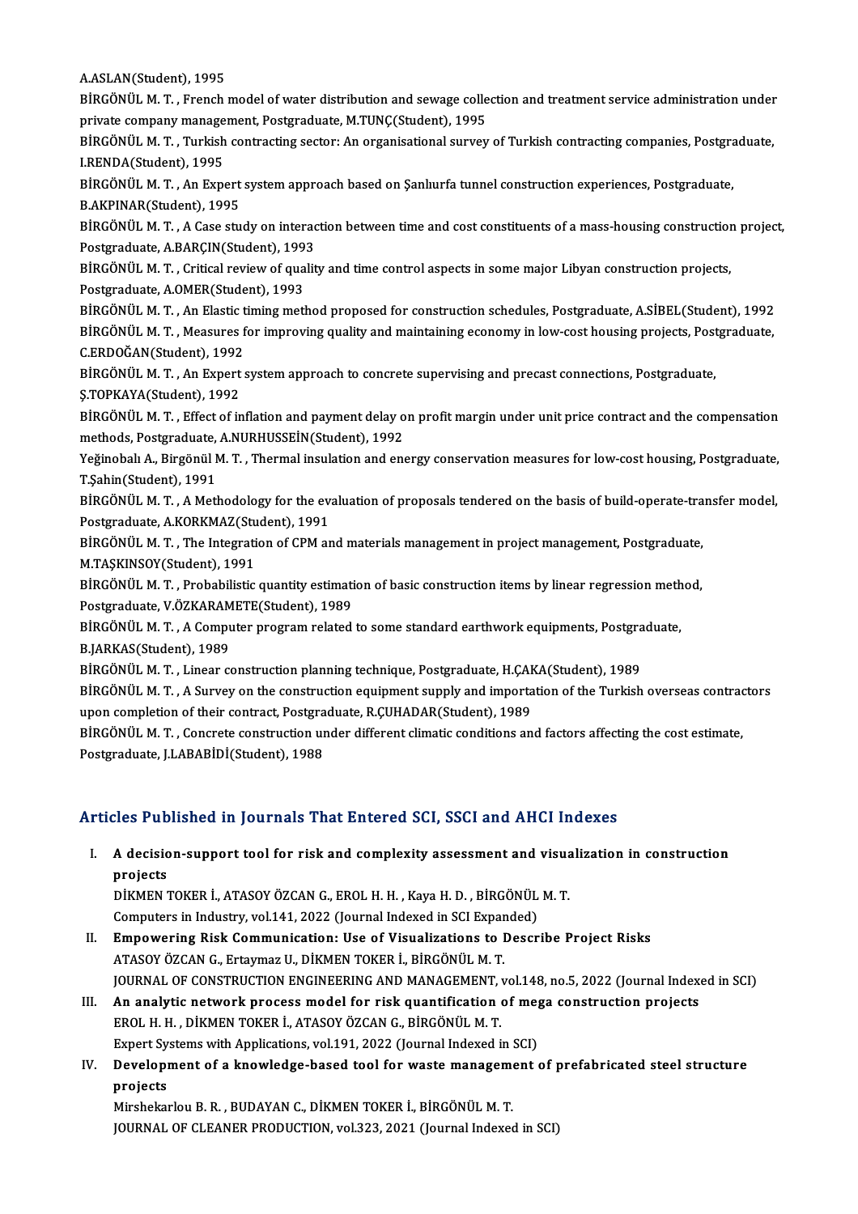A.ASLAN(Student), 1995

BİRGÖNÜL M. T. , French model of water distribution and sewage collection and treatment service administration under private company management, Postgraduate, M.TUNÇ(Student), 1995

BİRGÖNÜL M. T. , Turkish contracting sector: An organisational survey of Turkish contracting companies, Postgraduate, I.RENDA(Student), 1995

BİRGÖNÜL M. T. , An Expert system approach based on Şanlıurfa tunnel construction experiences, Postgraduate, B.AKPINAR(Student), 1995

BİRGÖNÜL M. T. , A Case study on interaction between time and cost constituents of a mass-housing construction project, Postgraduate, A.BARÇIN(Student), 1993

BİRGÖNÜL M. T. , Critical review of quality and time control aspects in some major Libyan construction projects, Postgraduate, A.OMER(Student), 1993

BİRGÖNÜL M. T. , An Elastic timing method proposed for construction schedules, Postgraduate, A.SİBEL(Student), 1992

BİRGÖNÜL M. T. , Measures for improving quality and maintaining economy in low-cost housing projects, Postgraduate, C.ERDOĞAN(Student), 1992

BİRGÖNÜL M. T. , An Expert system approach to concrete supervising and precast connections, Postgraduate, Ş.TOPKAYA(Student), 1992

BİRGÖNÜL M. T. , Effect of inflation and payment delay on profit margin under unit price contract and the compensation methods, Postgraduate, A.NURHUSSEİN(Student), 1992

Yeğinobalı A., Birgönül M. T. , Thermal insulation and energy conservation measures for low-cost housing, Postgraduate, T.Şahin(Student), 1991

BİRGÖNÜL M. T. , A Methodology for the evaluation of proposals tendered on the basis of build-operate-transfer model, Postgraduate, A.KORKMAZ(Student), 1991

BİRGÖNÜL M. T. , The Integration of CPM and materials management in project management, Postgraduate, M.TAŞKINSOY(Student), 1991

BİRGÖNÜL M. T. , Probabilistic quantity estimation of basic construction items by linear regression method, Postgraduate, V.ÖZKARAMETE(Student), 1989

BİRGÖNÜL M. T. , A Computer program related to some standard earthwork equipments, Postgraduate, B.JARKAS(Student), 1989

BİRGÖNÜL M. T. , Linear construction planning technique, Postgraduate, H.ÇAKA(Student), 1989

BİRGÖNÜL M. T. , A Survey on the construction equipment supply and importation of the Turkish overseas contractors upon completion of their contract, Postgraduate, R.ÇUHADAR(Student), 1989

BİRGÖNÜL M. T. , Concrete construction under different climatic conditions and factors affecting the cost estimate, Postgraduate, J.LABABİDİ(Student), 1988

## Articles Published in Journals That Entered SCI, SSCI and AHCI Indexes

I. **A decision-support tool for risk and complexity assessment and visualization in construction projects**
   DİKMEN TOKER İ., ATASOY ÖZCAN G., EROL H. H. , Kaya H. D. , BİRGÖNÜL M. T.
   Computers in Industry, vol.141, 2022 (Journal Indexed in SCI Expanded)

II. **Empowering Risk Communication: Use of Visualizations to Describe Project Risks**
   ATASOY ÖZCAN G., Ertaymaz U., DİKMEN TOKER İ., BİRGÖNÜL M. T.
   JOURNAL OF CONSTRUCTION ENGINEERING AND MANAGEMENT, vol.148, no.5, 2022 (Journal Indexed in SCI)

III. **An analytic network process model for risk quantification of mega construction projects**
   EROL H. H. , DİKMEN TOKER İ., ATASOY ÖZCAN G., BİRGÖNÜL M. T.
   Expert Systems with Applications, vol.191, 2022 (Journal Indexed in SCI)

IV. **Development of a knowledge-based tool for waste management of prefabricated steel structure projects**
   Mirshekarlou B. R. , BUDAYAN C., DİKMEN TOKER İ., BİRGÖNÜL M. T.
   JOURNAL OF CLEANER PRODUCTION, vol.323, 2021 (Journal Indexed in SCI)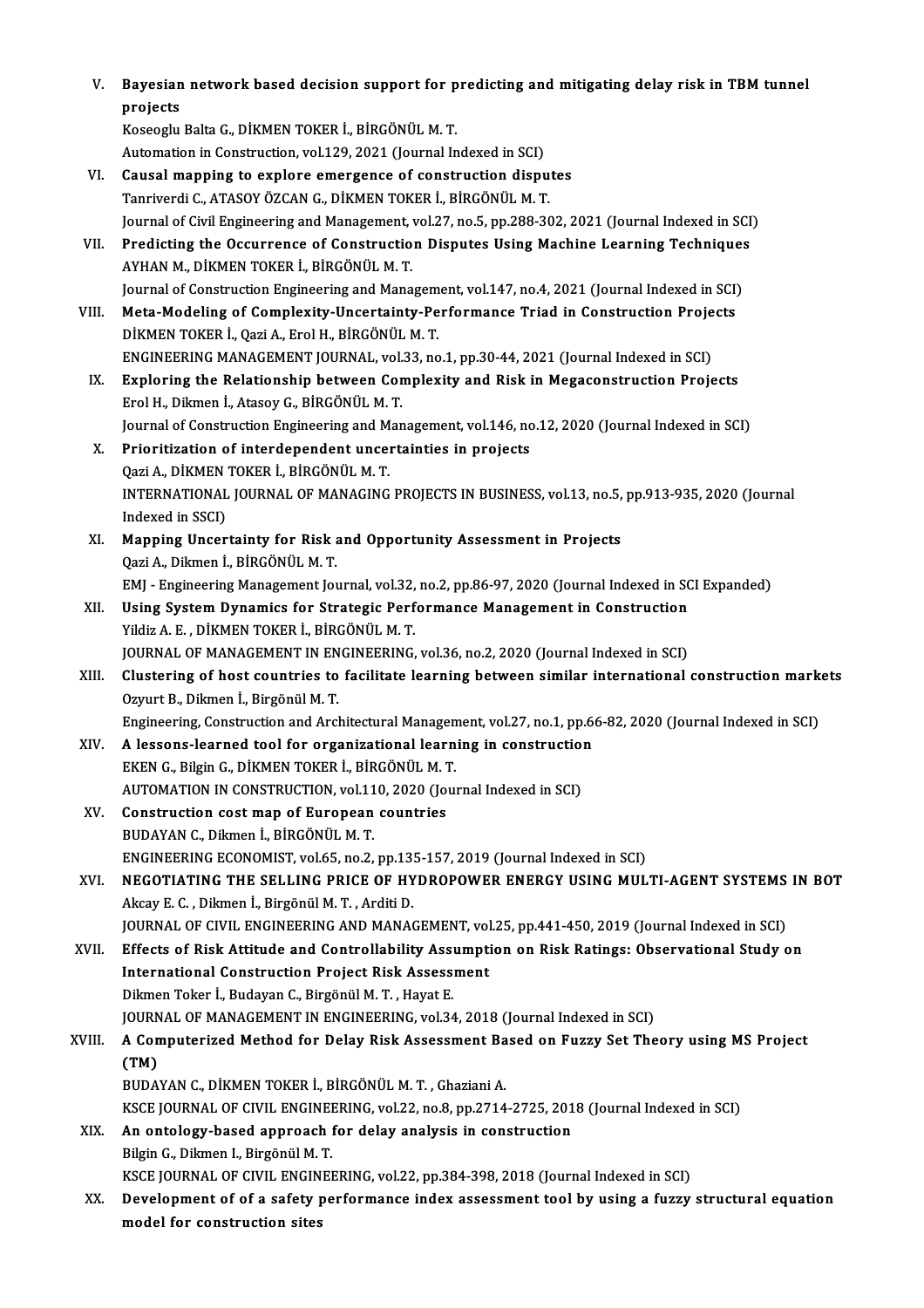V. **Bayesian network based decision support for predicting and mitigating delay risk in TBM tunnel projects**
Koseoglu Balta G., DİKMEN TOKER İ., BİRGÖNÜL M. T.
Automation in Construction, vol.129, 2021 (Journal Indexed in SCI)

VI. **Causal mapping to explore emergence of construction disputes**
Tanriverdi C., ATASOY ÖZCAN G., DİKMEN TOKER İ., BİRGÖNÜL M. T.
Journal of Civil Engineering and Management, vol.27, no.5, pp.288-302, 2021 (Journal Indexed in SCI)

VII. **Predicting the Occurrence of Construction Disputes Using Machine Learning Techniques**
AYHAN M., DİKMEN TOKER İ., BİRGÖNÜL M. T.
Journal of Construction Engineering and Management, vol.147, no.4, 2021 (Journal Indexed in SCI)

VIII. **Meta-Modeling of Complexity-Uncertainty-Performance Triad in Construction Projects**
DİKMEN TOKER İ., Qazi A., Erol H., BİRGÖNÜL M. T.
ENGINEERING MANAGEMENT JOURNAL, vol.33, no.1, pp.30-44, 2021 (Journal Indexed in SCI)

IX. **Exploring the Relationship between Complexity and Risk in Megaconstruction Projects**
Erol H., Dikmen İ., Atasoy G., BİRGÖNÜL M. T.
Journal of Construction Engineering and Management, vol.146, no.12, 2020 (Journal Indexed in SCI)

X. **Prioritization of interdependent uncertainties in projects**
Qazi A., DİKMEN TOKER İ., BİRGÖNÜL M. T.
INTERNATIONAL JOURNAL OF MANAGING PROJECTS IN BUSINESS, vol.13, no.5, pp.913-935, 2020 (Journal Indexed in SSCI)

XI. **Mapping Uncertainty for Risk and Opportunity Assessment in Projects**
Qazi A., Dikmen İ., BİRGÖNÜL M. T.
EMJ - Engineering Management Journal, vol.32, no.2, pp.86-97, 2020 (Journal Indexed in SCI Expanded)

XII. **Using System Dynamics for Strategic Performance Management in Construction**
Yildiz A. E. , DİKMEN TOKER İ., BİRGÖNÜL M. T.
JOURNAL OF MANAGEMENT IN ENGINEERING, vol.36, no.2, 2020 (Journal Indexed in SCI)

XIII. **Clustering of host countries to facilitate learning between similar international construction markets**
Ozyurt B., Dikmen İ., Birgönül M. T.
Engineering, Construction and Architectural Management, vol.27, no.1, pp.66-82, 2020 (Journal Indexed in SCI)

XIV. **A lessons-learned tool for organizational learning in construction**
EKEN G., Bilgin G., DİKMEN TOKER İ., BİRGÖNÜL M. T.
AUTOMATION IN CONSTRUCTION, vol.110, 2020 (Journal Indexed in SCI)

XV. **Construction cost map of European countries**
BUDAYAN C., Dikmen İ., BİRGÖNÜL M. T.
ENGINEERING ECONOMIST, vol.65, no.2, pp.135-157, 2019 (Journal Indexed in SCI)

XVI. **NEGOTIATING THE SELLING PRICE OF HYDROPOWER ENERGY USING MULTI-AGENT SYSTEMS IN BOT**
Akcay E. C. , Dikmen İ., Birgönül M. T. , Arditi D.
JOURNAL OF CIVIL ENGINEERING AND MANAGEMENT, vol.25, pp.441-450, 2019 (Journal Indexed in SCI)

XVII. **Effects of Risk Attitude and Controllability Assumption on Risk Ratings: Observational Study on International Construction Project Risk Assessment**
Dikmen Toker İ., Budayan C., Birgönül M. T. , Hayat E.
JOURNAL OF MANAGEMENT IN ENGINEERING, vol.34, 2018 (Journal Indexed in SCI)

XVIII. **A Computerized Method for Delay Risk Assessment Based on Fuzzy Set Theory using MS Project (TM)**
BUDAYAN C., DİKMEN TOKER İ., BİRGÖNÜL M. T. , Ghaziani A.
KSCE JOURNAL OF CIVIL ENGINEERING, vol.22, no.8, pp.2714-2725, 2018 (Journal Indexed in SCI)

XIX. **An ontology-based approach for delay analysis in construction**
Bilgin G., Dikmen I., Birgönül M. T.
KSCE JOURNAL OF CIVIL ENGINEERING, vol.22, pp.384-398, 2018 (Journal Indexed in SCI)

XX. **Development of of a safety performance index assessment tool by using a fuzzy structural equation model for construction sites**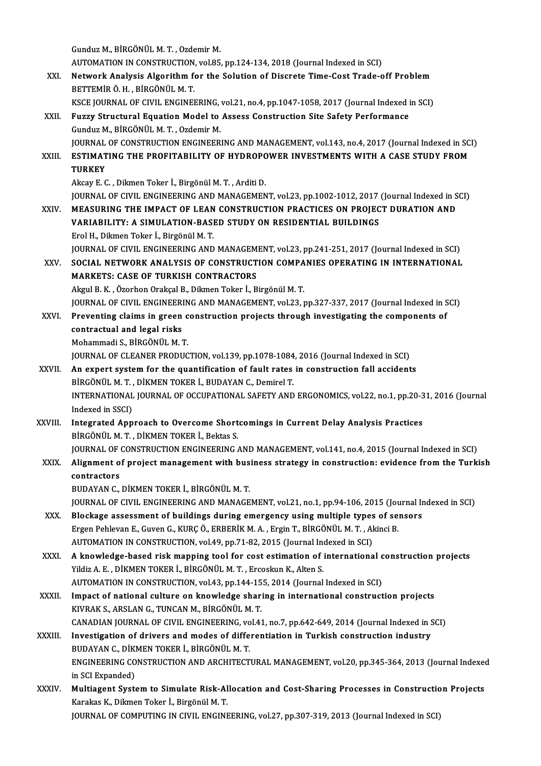Gunduz M., BİRGÖNÜL M. T. , Ozdemir M.
AUTOMATION IN CONSTRUCTION, vol.85, pp.124-134, 2018 (Journal Indexed in SCI)

XXI. **Network Analysis Algorithm for the Solution of Discrete Time-Cost Trade-off Problem**
BETTEMİR Ö. H. , BİRGÖNÜL M. T.
KSCE JOURNAL OF CIVIL ENGINEERING, vol.21, no.4, pp.1047-1058, 2017 (Journal Indexed in SCI)

XXII. **Fuzzy Structural Equation Model to Assess Construction Site Safety Performance**
Gunduz M., BİRGÖNÜL M. T. , Ozdemir M.
JOURNAL OF CONSTRUCTION ENGINEERING AND MANAGEMENT, vol.143, no.4, 2017 (Journal Indexed in SCI)

XXIII. **ESTIMATING THE PROFITABILITY OF HYDROPOWER INVESTMENTS WITH A CASE STUDY FROM TURKEY**
Akcay E. C. , Dikmen Toker İ., Birgönül M. T. , Arditi D.
JOURNAL OF CIVIL ENGINEERING AND MANAGEMENT, vol.23, pp.1002-1012, 2017 (Journal Indexed in SCI)

XXIV. **MEASURING THE IMPACT OF LEAN CONSTRUCTION PRACTICES ON PROJECT DURATION AND VARIABILITY: A SIMULATION-BASED STUDY ON RESIDENTIAL BUILDINGS**
Erol H., Dikmen Toker İ., Birgönül M. T.
JOURNAL OF CIVIL ENGINEERING AND MANAGEMENT, vol.23, pp.241-251, 2017 (Journal Indexed in SCI)

XXV. **SOCIAL NETWORK ANALYSIS OF CONSTRUCTION COMPANIES OPERATING IN INTERNATIONAL MARKETS: CASE OF TURKISH CONTRACTORS**
Akgul B. K. , Özorhon Orakçal B., Dikmen Toker İ., Birgönül M. T.
JOURNAL OF CIVIL ENGINEERING AND MANAGEMENT, vol.23, pp.327-337, 2017 (Journal Indexed in SCI)

XXVI. **Preventing claims in green construction projects through investigating the components of contractual and legal risks**
Mohammadi S., BİRGÖNÜL M. T.
JOURNAL OF CLEANER PRODUCTION, vol.139, pp.1078-1084, 2016 (Journal Indexed in SCI)

XXVII. **An expert system for the quantification of fault rates in construction fall accidents**
BİRGÖNÜL M. T. , DİKMEN TOKER İ., BUDAYAN C., Demirel T.
INTERNATIONAL JOURNAL OF OCCUPATIONAL SAFETY AND ERGONOMICS, vol.22, no.1, pp.20-31, 2016 (Journal Indexed in SSCI)

XXVIII. **Integrated Approach to Overcome Shortcomings in Current Delay Analysis Practices**
BİRGÖNÜL M. T. , DİKMEN TOKER İ., Bektas S.
JOURNAL OF CONSTRUCTION ENGINEERING AND MANAGEMENT, vol.141, no.4, 2015 (Journal Indexed in SCI)

XXIX. **Alignment of project management with business strategy in construction: evidence from the Turkish contractors**
BUDAYAN C., DİKMEN TOKER İ., BİRGÖNÜL M. T.
JOURNAL OF CIVIL ENGINEERING AND MANAGEMENT, vol.21, no.1, pp.94-106, 2015 (Journal Indexed in SCI)

XXX. **Blockage assessment of buildings during emergency using multiple types of sensors**
Ergen Pehlevan E., Guven G., KURÇ Ö., ERBERİK M. A. , Ergin T., BİRGÖNÜL M. T. , Akinci B.
AUTOMATION IN CONSTRUCTION, vol.49, pp.71-82, 2015 (Journal Indexed in SCI)

XXXI. **A knowledge-based risk mapping tool for cost estimation of international construction projects**
Yildiz A. E. , DİKMEN TOKER İ., BİRGÖNÜL M. T. , Ercoskun K., Alten S.
AUTOMATION IN CONSTRUCTION, vol.43, pp.144-155, 2014 (Journal Indexed in SCI)

XXXII. **Impact of national culture on knowledge sharing in international construction projects**
KIVRAK S., ARSLAN G., TUNCAN M., BİRGÖNÜL M. T.
CANADIAN JOURNAL OF CIVIL ENGINEERING, vol.41, no.7, pp.642-649, 2014 (Journal Indexed in SCI)

XXXIII. **Investigation of drivers and modes of differentiation in Turkish construction industry**
BUDAYAN C., DİKMEN TOKER İ., BİRGÖNÜL M. T.
ENGINEERING CONSTRUCTION AND ARCHITECTURAL MANAGEMENT, vol.20, pp.345-364, 2013 (Journal Indexed in SCI Expanded)

XXXIV. **Multiagent System to Simulate Risk-Allocation and Cost-Sharing Processes in Construction Projects**
Karakas K., Dikmen Toker İ., Birgönül M. T.
JOURNAL OF COMPUTING IN CIVIL ENGINEERING, vol.27, pp.307-319, 2013 (Journal Indexed in SCI)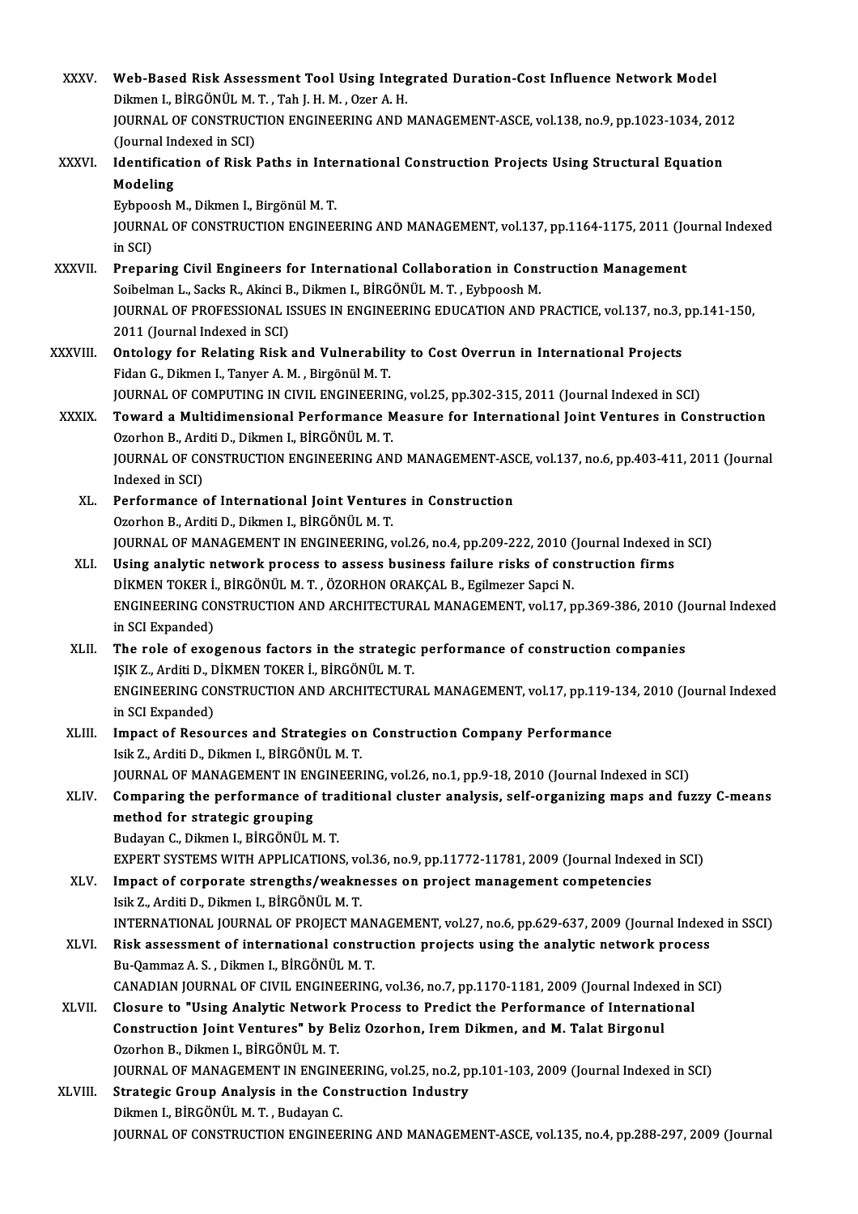XXXV. **Web-Based Risk Assessment Tool Using Integrated Duration-Cost Influence Network Model**
Dikmen I., BİRGÖNÜL M. T. , Tah J. H. M. , Ozer A. H.
JOURNAL OF CONSTRUCTION ENGINEERING AND MANAGEMENT-ASCE, vol.138, no.9, pp.1023-1034, 2012 (Journal Indexed in SCI)

XXXVI. **Identification of Risk Paths in International Construction Projects Using Structural Equation Modeling**
Eybpoosh M., Dikmen I., Birgönül M. T.
JOURNAL OF CONSTRUCTION ENGINEERING AND MANAGEMENT, vol.137, pp.1164-1175, 2011 (Journal Indexed in SCI)

XXXVII. **Preparing Civil Engineers for International Collaboration in Construction Management**
Soibelman L., Sacks R., Akinci B., Dikmen I., BİRGÖNÜL M. T. , Eybpoosh M.
JOURNAL OF PROFESSIONAL ISSUES IN ENGINEERING EDUCATION AND PRACTICE, vol.137, no.3, pp.141-150, 2011 (Journal Indexed in SCI)

XXXVIII. **Ontology for Relating Risk and Vulnerability to Cost Overrun in International Projects**
Fidan G., Dikmen I., Tanyer A. M. , Birgönül M. T.
JOURNAL OF COMPUTING IN CIVIL ENGINEERING, vol.25, pp.302-315, 2011 (Journal Indexed in SCI)

XXXIX. **Toward a Multidimensional Performance Measure for International Joint Ventures in Construction**
Ozorhon B., Arditi D., Dikmen I., BİRGÖNÜL M. T.
JOURNAL OF CONSTRUCTION ENGINEERING AND MANAGEMENT-ASCE, vol.137, no.6, pp.403-411, 2011 (Journal Indexed in SCI)

XL. **Performance of International Joint Ventures in Construction**
Ozorhon B., Arditi D., Dikmen I., BİRGÖNÜL M. T.
JOURNAL OF MANAGEMENT IN ENGINEERING, vol.26, no.4, pp.209-222, 2010 (Journal Indexed in SCI)

XLI. **Using analytic network process to assess business failure risks of construction firms**
DİKMEN TOKER İ., BİRGÖNÜL M. T. , ÖZORHON ORAKÇAL B., Egilmezer Sapci N.
ENGINEERING CONSTRUCTION AND ARCHITECTURAL MANAGEMENT, vol.17, pp.369-386, 2010 (Journal Indexed in SCI Expanded)

XLII. **The role of exogenous factors in the strategic performance of construction companies**
IŞIK Z., Arditi D., DİKMEN TOKER İ., BİRGÖNÜL M. T.
ENGINEERING CONSTRUCTION AND ARCHITECTURAL MANAGEMENT, vol.17, pp.119-134, 2010 (Journal Indexed in SCI Expanded)

XLIII. **Impact of Resources and Strategies on Construction Company Performance**
Isik Z., Arditi D., Dikmen I., BİRGÖNÜL M. T.
JOURNAL OF MANAGEMENT IN ENGINEERING, vol.26, no.1, pp.9-18, 2010 (Journal Indexed in SCI)

XLIV. **Comparing the performance of traditional cluster analysis, self-organizing maps and fuzzy C-means method for strategic grouping**
Budayan C., Dikmen I., BİRGÖNÜL M. T.
EXPERT SYSTEMS WITH APPLICATIONS, vol.36, no.9, pp.11772-11781, 2009 (Journal Indexed in SCI)

XLV. **Impact of corporate strengths/weaknesses on project management competencies**
Isik Z., Arditi D., Dikmen I., BİRGÖNÜL M. T.
INTERNATIONAL JOURNAL OF PROJECT MANAGEMENT, vol.27, no.6, pp.629-637, 2009 (Journal Indexed in SSCI)

XLVI. **Risk assessment of international construction projects using the analytic network process**
Bu-Qammaz A. S. , Dikmen I., BİRGÖNÜL M. T.
CANADIAN JOURNAL OF CIVIL ENGINEERING, vol.36, no.7, pp.1170-1181, 2009 (Journal Indexed in SCI)

XLVII. **Closure to "Using Analytic Network Process to Predict the Performance of International Construction Joint Ventures" by Beliz Ozorhon, Irem Dikmen, and M. Talat Birgonul**
Ozorhon B., Dikmen I., BİRGÖNÜL M. T.
JOURNAL OF MANAGEMENT IN ENGINEERING, vol.25, no.2, pp.101-103, 2009 (Journal Indexed in SCI)

XLVIII. **Strategic Group Analysis in the Construction Industry**
Dikmen I., BİRGÖNÜL M. T. , Budayan C.
JOURNAL OF CONSTRUCTION ENGINEERING AND MANAGEMENT-ASCE, vol.135, no.4, pp.288-297, 2009 (Journal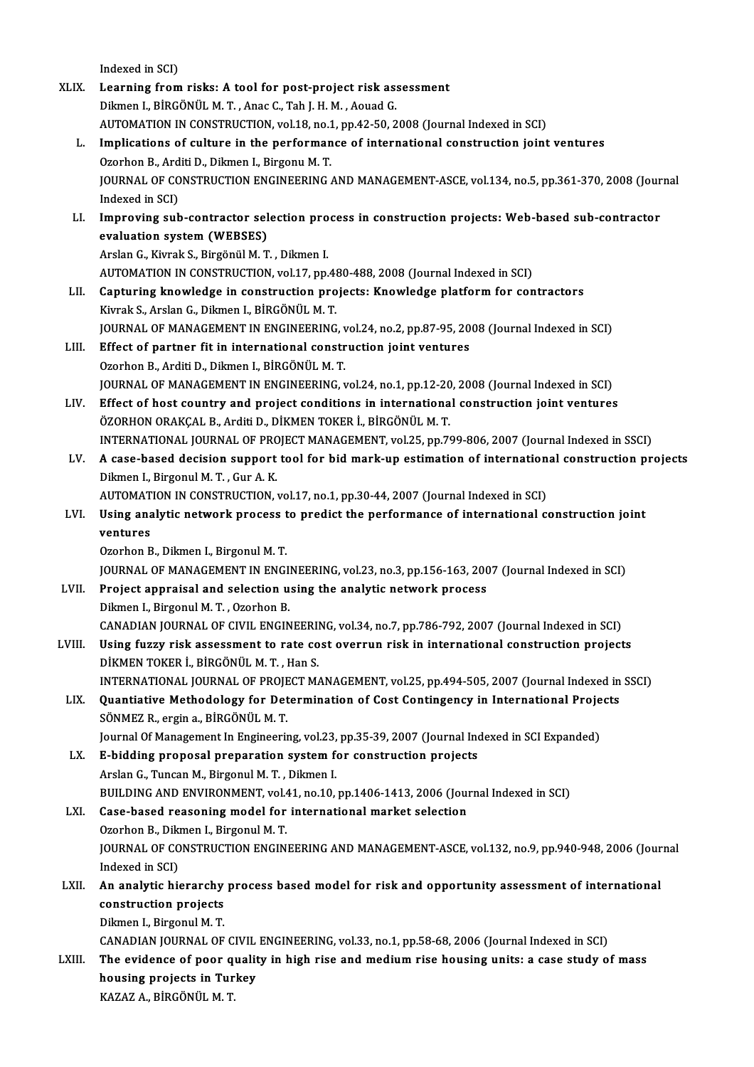Indexed in SCI)

XLIX. **Learning from risks: A tool for post-project risk assessment**
Dikmen I., BİRGÖNÜL M. T. , Anac C., Tah J. H. M. , Aouad G.
AUTOMATION IN CONSTRUCTION, vol.18, no.1, pp.42-50, 2008 (Journal Indexed in SCI)

L. **Implications of culture in the performance of international construction joint ventures**
Ozorhon B., Arditi D., Dikmen I., Birgonu M. T.
JOURNAL OF CONSTRUCTION ENGINEERING AND MANAGEMENT-ASCE, vol.134, no.5, pp.361-370, 2008 (Journal Indexed in SCI)

LI. **Improving sub-contractor selection process in construction projects: Web-based sub-contractor evaluation system (WEBSES)**
Arslan G., Kivrak S., Birgönül M. T. , Dikmen I.
AUTOMATION IN CONSTRUCTION, vol.17, pp.480-488, 2008 (Journal Indexed in SCI)

LII. **Capturing knowledge in construction projects: Knowledge platform for contractors**
Kivrak S., Arslan G., Dikmen I., BİRGÖNÜL M. T.
JOURNAL OF MANAGEMENT IN ENGINEERING, vol.24, no.2, pp.87-95, 2008 (Journal Indexed in SCI)

LIII. **Effect of partner fit in international construction joint ventures**
Ozorhon B., Arditi D., Dikmen I., BİRGÖNÜL M. T.
JOURNAL OF MANAGEMENT IN ENGINEERING, vol.24, no.1, pp.12-20, 2008 (Journal Indexed in SCI)

LIV. **Effect of host country and project conditions in international construction joint ventures**
ÖZORHON ORAKÇAL B., Arditi D., DİKMEN TOKER İ., BİRGÖNÜL M. T.
INTERNATIONAL JOURNAL OF PROJECT MANAGEMENT, vol.25, pp.799-806, 2007 (Journal Indexed in SSCI)

LV. **A case-based decision support tool for bid mark-up estimation of international construction projects**
Dikmen I., Birgonul M. T. , Gur A. K.
AUTOMATION IN CONSTRUCTION, vol.17, no.1, pp.30-44, 2007 (Journal Indexed in SCI)

LVI. **Using analytic network process to predict the performance of international construction joint ventures**
Ozorhon B., Dikmen I., Birgonul M. T.
JOURNAL OF MANAGEMENT IN ENGINEERING, vol.23, no.3, pp.156-163, 2007 (Journal Indexed in SCI)

LVII. **Project appraisal and selection using the analytic network process**
Dikmen I., Birgonul M. T. , Ozorhon B.
CANADIAN JOURNAL OF CIVIL ENGINEERING, vol.34, no.7, pp.786-792, 2007 (Journal Indexed in SCI)

LVIII. **Using fuzzy risk assessment to rate cost overrun risk in international construction projects**
DİKMEN TOKER İ., BİRGÖNÜL M. T. , Han S.
INTERNATIONAL JOURNAL OF PROJECT MANAGEMENT, vol.25, pp.494-505, 2007 (Journal Indexed in SSCI)

LIX. **Quantiative Methodology for Determination of Cost Contingency in International Projects**
SÖNMEZ R., ergin a., BİRGÖNÜL M. T.
Journal Of Management In Engineering, vol.23, pp.35-39, 2007 (Journal Indexed in SCI Expanded)

LX. **E-bidding proposal preparation system for construction projects**
Arslan G., Tuncan M., Birgonul M. T. , Dikmen I.
BUILDING AND ENVIRONMENT, vol.41, no.10, pp.1406-1413, 2006 (Journal Indexed in SCI)

LXI. **Case-based reasoning model for international market selection**
Ozorhon B., Dikmen I., Birgonul M. T.
JOURNAL OF CONSTRUCTION ENGINEERING AND MANAGEMENT-ASCE, vol.132, no.9, pp.940-948, 2006 (Journal Indexed in SCI)

LXII. **An analytic hierarchy process based model for risk and opportunity assessment of international construction projects**
Dikmen I., Birgonul M. T.
CANADIAN JOURNAL OF CIVIL ENGINEERING, vol.33, no.1, pp.58-68, 2006 (Journal Indexed in SCI)

LXIII. **The evidence of poor quality in high rise and medium rise housing units: a case study of mass housing projects in Turkey**
KAZAZ A., BİRGÖNÜL M. T.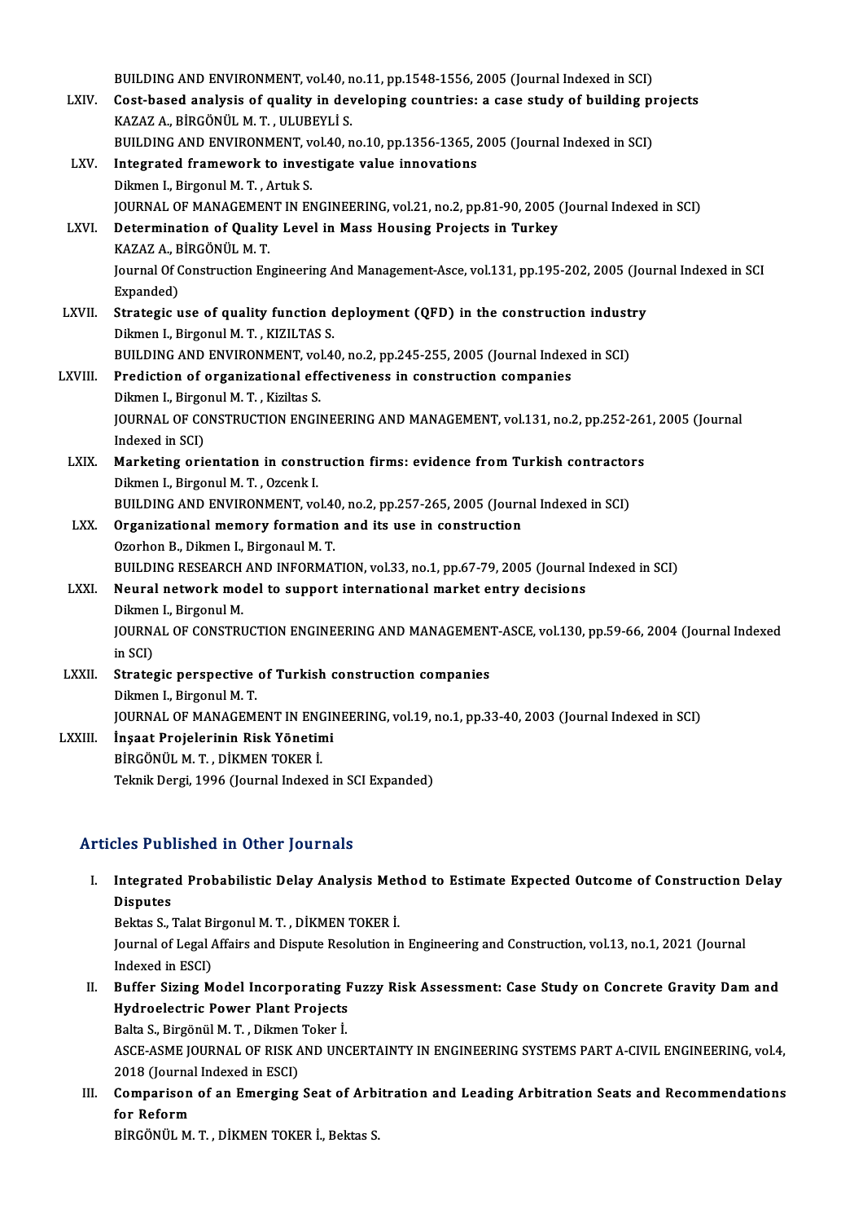BUILDING AND ENVIRONMENT, vol.40, no.11, pp.1548-1556, 2005 (Journal Indexed in SCI)

LXIV. **Cost-based analysis of quality in developing countries: a case study of building projects**
KAZAZ A., BİRGÖNÜL M. T. , ULUBEYLİ S.
BUILDING AND ENVIRONMENT, vol.40, no.10, pp.1356-1365, 2005 (Journal Indexed in SCI)

LXV. **Integrated framework to investigate value innovations**
Dikmen I., Birgonul M. T. , Artuk S.
JOURNAL OF MANAGEMENT IN ENGINEERING, vol.21, no.2, pp.81-90, 2005 (Journal Indexed in SCI)

LXVI. **Determination of Quality Level in Mass Housing Projects in Turkey**
KAZAZ A., BİRGÖNÜL M. T.
Journal Of Construction Engineering And Management-Asce, vol.131, pp.195-202, 2005 (Journal Indexed in SCI Expanded)

LXVII. **Strategic use of quality function deployment (QFD) in the construction industry**
Dikmen I., Birgonul M. T. , KIZILTAS S.
BUILDING AND ENVIRONMENT, vol.40, no.2, pp.245-255, 2005 (Journal Indexed in SCI)

LXVIII. **Prediction of organizational effectiveness in construction companies**
Dikmen I., Birgonul M. T. , Kiziltas S.
JOURNAL OF CONSTRUCTION ENGINEERING AND MANAGEMENT, vol.131, no.2, pp.252-261, 2005 (Journal Indexed in SCI)

LXIX. **Marketing orientation in construction firms: evidence from Turkish contractors**
Dikmen I., Birgonul M. T. , Ozcenk I.
BUILDING AND ENVIRONMENT, vol.40, no.2, pp.257-265, 2005 (Journal Indexed in SCI)

LXX. **Organizational memory formation and its use in construction**
Ozorhon B., Dikmen I., Birgonaul M. T.
BUILDING RESEARCH AND INFORMATION, vol.33, no.1, pp.67-79, 2005 (Journal Indexed in SCI)

LXXI. **Neural network model to support international market entry decisions**
Dikmen I., Birgonul M.
JOURNAL OF CONSTRUCTION ENGINEERING AND MANAGEMENT-ASCE, vol.130, pp.59-66, 2004 (Journal Indexed in SCI)

LXXII. **Strategic perspective of Turkish construction companies**
Dikmen I., Birgonul M. T.
JOURNAL OF MANAGEMENT IN ENGINEERING, vol.19, no.1, pp.33-40, 2003 (Journal Indexed in SCI)

LXXIII. **İnşaat Projelerinin Risk Yönetimi**
BİRGÖNÜL M. T. , DİKMEN TOKER İ.
Teknik Dergi, 1996 (Journal Indexed in SCI Expanded)

## Articles Published in Other Journals

I. **Integrated Probabilistic Delay Analysis Method to Estimate Expected Outcome of Construction Delay Disputes**
Bektas S., Talat Birgonul M. T. , DİKMEN TOKER İ.
Journal of Legal Affairs and Dispute Resolution in Engineering and Construction, vol.13, no.1, 2021 (Journal Indexed in ESCI)

II. **Buffer Sizing Model Incorporating Fuzzy Risk Assessment: Case Study on Concrete Gravity Dam and Hydroelectric Power Plant Projects**
Balta S., Birgönül M. T. , Dikmen Toker İ.
ASCE-ASME JOURNAL OF RISK AND UNCERTAINTY IN ENGINEERING SYSTEMS PART A-CIVIL ENGINEERING, vol.4, 2018 (Journal Indexed in ESCI)

III. **Comparison of an Emerging Seat of Arbitration and Leading Arbitration Seats and Recommendations for Reform**
BİRGÖNÜL M. T. , DİKMEN TOKER İ., Bektas S.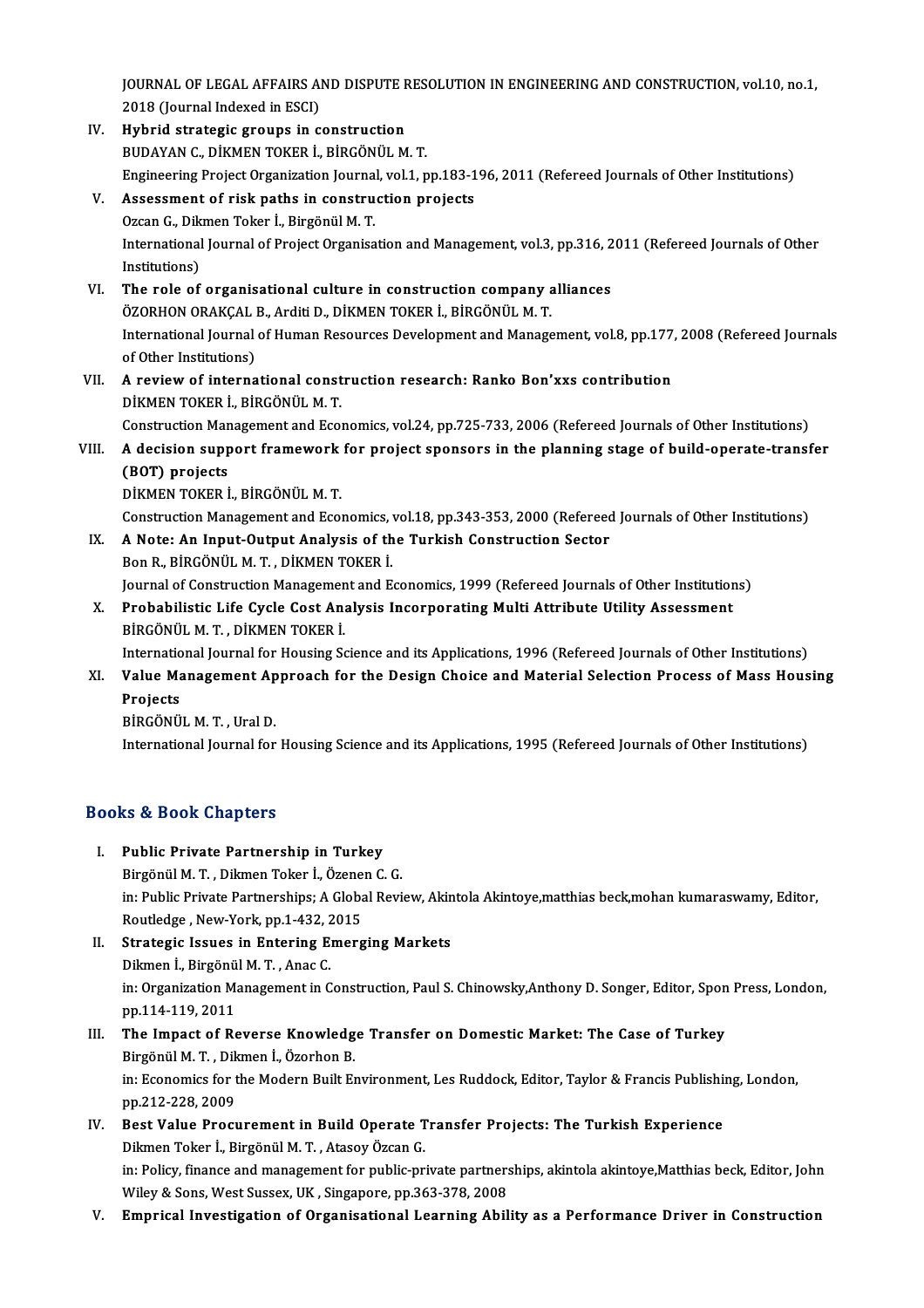JOURNAL OF LEGAL AFFAIRS AND DISPUTE RESOLUTION IN ENGINEERING AND CONSTRUCTION, vol.10, no.1, 2018 (Journal Indexed in ESCI)

IV. **Hybrid strategic groups in construction**
BUDAYAN C., DİKMEN TOKER İ., BİRGÖNÜL M. T.
Engineering Project Organization Journal, vol.1, pp.183-196, 2011 (Refereed Journals of Other Institutions)

V. **Assessment of risk paths in construction projects**
Ozcan G., Dikmen Toker İ., Birgönül M. T.
International Journal of Project Organisation and Management, vol.3, pp.316, 2011 (Refereed Journals of Other Institutions)

VI. **The role of organisational culture in construction company alliances**
ÖZORHON ORAKÇAL B., Arditi D., DİKMEN TOKER İ., BİRGÖNÜL M. T.
International Journal of Human Resources Development and Management, vol.8, pp.177, 2008 (Refereed Journals of Other Institutions)

VII. **A review of international construction research: Ranko Bon'xxs contribution**
DİKMEN TOKER İ., BİRGÖNÜL M. T.
Construction Management and Economics, vol.24, pp.725-733, 2006 (Refereed Journals of Other Institutions)

VIII. **A decision support framework for project sponsors in the planning stage of build-operate-transfer (BOT) projects**
DİKMEN TOKER İ., BİRGÖNÜL M. T.
Construction Management and Economics, vol.18, pp.343-353, 2000 (Refereed Journals of Other Institutions)

IX. **A Note: An Input-Output Analysis of the Turkish Construction Sector**
Bon R., BİRGÖNÜL M. T. , DİKMEN TOKER İ.
Journal of Construction Management and Economics, 1999 (Refereed Journals of Other Institutions)

X. **Probabilistic Life Cycle Cost Analysis Incorporating Multi Attribute Utility Assessment**
BİRGÖNÜL M. T. , DİKMEN TOKER İ.
International Journal for Housing Science and its Applications, 1996 (Refereed Journals of Other Institutions)

XI. **Value Management Approach for the Design Choice and Material Selection Process of Mass Housing Projects**
BİRGÖNÜL M. T. , Ural D.
International Journal for Housing Science and its Applications, 1995 (Refereed Journals of Other Institutions)

## Books & Book Chapters

I. **Public Private Partnership in Turkey**
Birgönül M. T. , Dikmen Toker İ., Özenen C. G.
in: Public Private Partnerships; A Global Review, Akintola Akintoye,matthias beck,mohan kumaraswamy, Editor, Routledge , New-York, pp.1-432, 2015

II. **Strategic Issues in Entering Emerging Markets**
Dikmen İ., Birgönül M. T. , Anac C.
in: Organization Management in Construction, Paul S. Chinowsky,Anthony D. Songer, Editor, Spon Press, London, pp.114-119, 2011

III. **The Impact of Reverse Knowledge Transfer on Domestic Market: The Case of Turkey**
Birgönül M. T. , Dikmen İ., Özorhon B.
in: Economics for the Modern Built Environment, Les Ruddock, Editor, Taylor & Francis Publishing, London, pp.212-228, 2009

IV. **Best Value Procurement in Build Operate Transfer Projects: The Turkish Experience**
Dikmen Toker İ., Birgönül M. T. , Atasoy Özcan G.
in: Policy, finance and management for public-private partnerships, akintola akintoye,Matthias beck, Editor, John Wiley & Sons, West Sussex, UK , Singapore, pp.363-378, 2008

V. **Emprical Investigation of Organisational Learning Ability as a Performance Driver in Construction**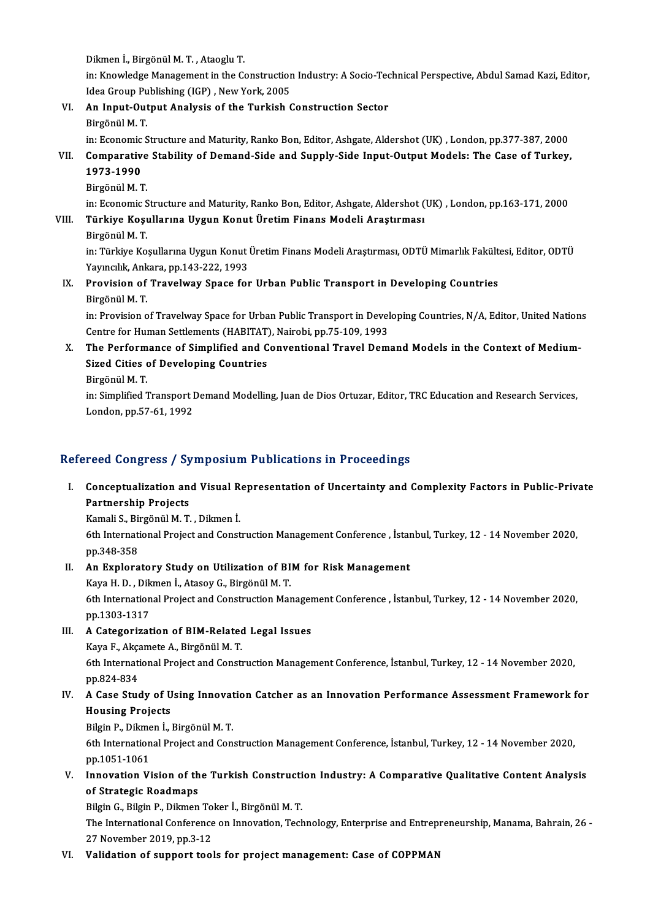Dikmen İ., Birgönül M. T. , Ataoglu T.
in: Knowledge Management in the Construction Industry: A Socio-Technical Perspective, Abdul Samad Kazi, Editor, Idea Group Publishing (IGP) , New York, 2005

VI. **An Input-Output Analysis of the Turkish Construction Sector**
Birgönül M. T.
in: Economic Structure and Maturity, Ranko Bon, Editor, Ashgate, Aldershot (UK) , London, pp.377-387, 2000

VII. **Comparative Stability of Demand-Side and Supply-Side Input-Output Models: The Case of Turkey, 1973-1990**
Birgönül M. T.
in: Economic Structure and Maturity, Ranko Bon, Editor, Ashgate, Aldershot (UK) , London, pp.163-171, 2000

VIII. **Türkiye Koşullarına Uygun Konut Üretim Finans Modeli Araştırması**
Birgönül M. T.
in: Türkiye Koşullarına Uygun Konut Üretim Finans Modeli Araştırması, ODTÜ Mimarlık Fakültesi, Editor, ODTÜ Yayıncılık, Ankara, pp.143-222, 1993

IX. **Provision of Travelway Space for Urban Public Transport in Developing Countries**
Birgönül M. T.
in: Provision of Travelway Space for Urban Public Transport in Developing Countries, N/A, Editor, United Nations Centre for Human Settlements (HABITAT), Nairobi, pp.75-109, 1993

X. **The Performance of Simplified and Conventional Travel Demand Models in the Context of Medium-Sized Cities of Developing Countries**
Birgönül M. T.
in: Simplified Transport Demand Modelling, Juan de Dios Ortuzar, Editor, TRC Education and Research Services, London, pp.57-61, 1992

## Refereed Congress / Symposium Publications in Proceedings

I. **Conceptualization and Visual Representation of Uncertainty and Complexity Factors in Public-Private Partnership Projects**
Kamali S., Birgönül M. T. , Dikmen İ.
6th International Project and Construction Management Conference , İstanbul, Turkey, 12 - 14 November 2020, pp.348-358

II. **An Exploratory Study on Utilization of BIM for Risk Management**
Kaya H. D. , Dikmen İ., Atasoy G., Birgönül M. T.
6th International Project and Construction Management Conference , İstanbul, Turkey, 12 - 14 November 2020, pp.1303-1317

III. **A Categorization of BIM-Related Legal Issues**
Kaya F., Akçamete A., Birgönül M. T.
6th International Project and Construction Management Conference, İstanbul, Turkey, 12 - 14 November 2020, pp.824-834

IV. **A Case Study of Using Innovation Catcher as an Innovation Performance Assessment Framework for Housing Projects**
Bilgin P., Dikmen İ., Birgönül M. T.
6th International Project and Construction Management Conference, İstanbul, Turkey, 12 - 14 November 2020, pp.1051-1061

V. **Innovation Vision of the Turkish Construction Industry: A Comparative Qualitative Content Analysis of Strategic Roadmaps**
Bilgin G., Bilgin P., Dikmen Toker İ., Birgönül M. T.
The International Conference on Innovation, Technology, Enterprise and Entrepreneurship, Manama, Bahrain, 26 - 27 November 2019, pp.3-12

VI. **Validation of support tools for project management: Case of COPPMAN**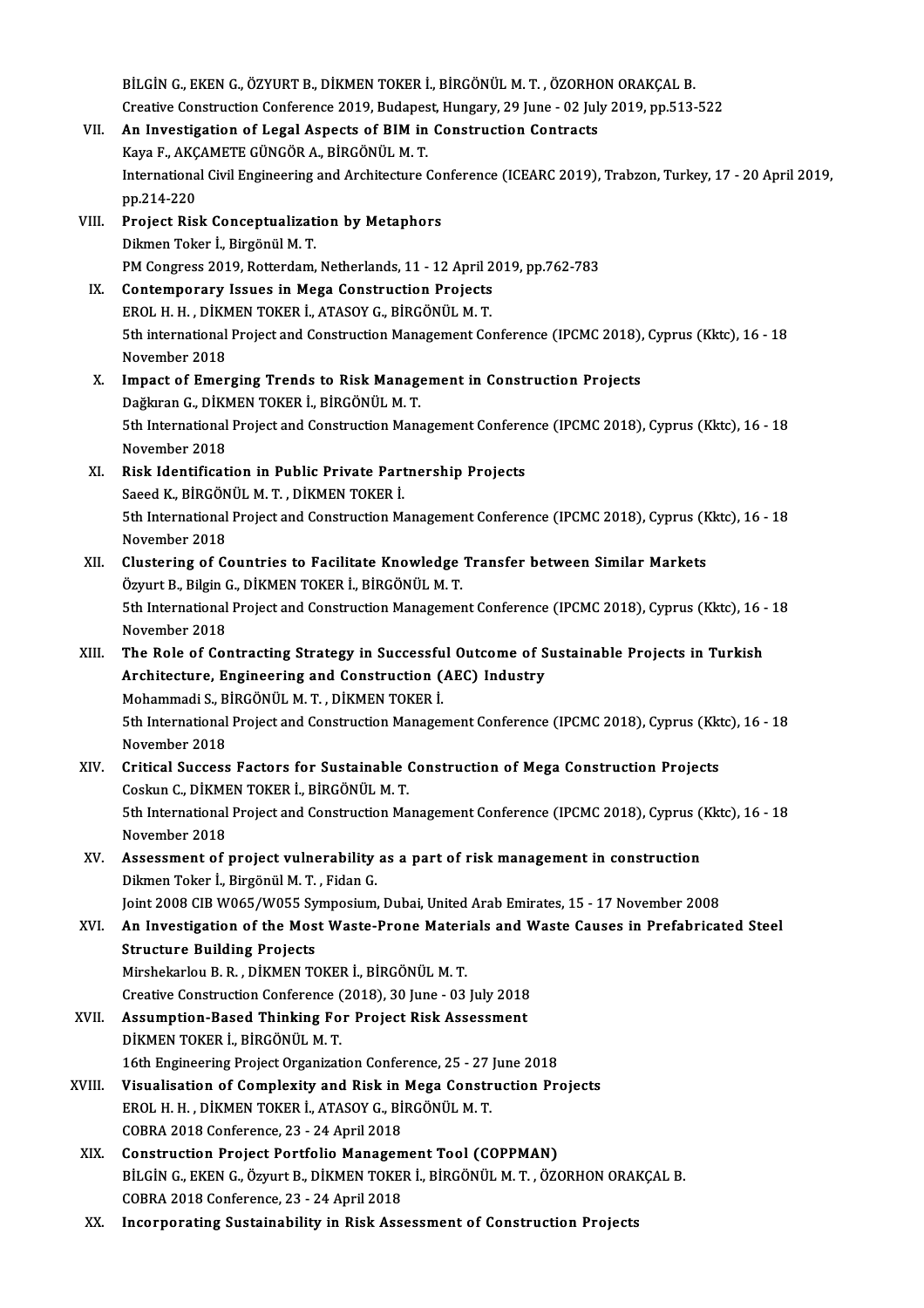BİLGİN G., EKEN G., ÖZYURT B., DİKMEN TOKER İ., BİRGÖNÜL M. T. , ÖZORHON ORAKÇAL B.
Creative Construction Conference 2019, Budapest, Hungary, 29 June - 02 July 2019, pp.513-522

VII. **An Investigation of Legal Aspects of BIM in Construction Contracts**
Kaya F., AKÇAMETE GÜNGÖR A., BİRGÖNÜL M. T.
International Civil Engineering and Architecture Conference (ICEARC 2019), Trabzon, Turkey, 17 - 20 April 2019, pp.214-220

VIII. **Project Risk Conceptualization by Metaphors**
Dikmen Toker İ., Birgönül M. T.
PM Congress 2019, Rotterdam, Netherlands, 11 - 12 April 2019, pp.762-783

IX. **Contemporary Issues in Mega Construction Projects**
EROL H. H. , DİKMEN TOKER İ., ATASOY G., BİRGÖNÜL M. T.
5th international Project and Construction Management Conference (IPCMC 2018), Cyprus (Kktc), 16 - 18 November 2018

X. **Impact of Emerging Trends to Risk Management in Construction Projects**
Dağkıran G., DİKMEN TOKER İ., BİRGÖNÜL M. T.
5th International Project and Construction Management Conference (IPCMC 2018), Cyprus (Kktc), 16 - 18 November 2018

XI. **Risk Identification in Public Private Partnership Projects**
Saeed K., BİRGÖNÜL M. T. , DİKMEN TOKER İ.
5th International Project and Construction Management Conference (IPCMC 2018), Cyprus (Kktc), 16 - 18 November 2018

XII. **Clustering of Countries to Facilitate Knowledge Transfer between Similar Markets**
Özyurt B., Bilgin G., DİKMEN TOKER İ., BİRGÖNÜL M. T.
5th International Project and Construction Management Conference (IPCMC 2018), Cyprus (Kktc), 16 - 18 November 2018

XIII. **The Role of Contracting Strategy in Successful Outcome of Sustainable Projects in Turkish Architecture, Engineering and Construction (AEC) Industry**
Mohammadi S., BİRGÖNÜL M. T. , DİKMEN TOKER İ.
5th International Project and Construction Management Conference (IPCMC 2018), Cyprus (Kktc), 16 - 18 November 2018

XIV. **Critical Success Factors for Sustainable Construction of Mega Construction Projects**
Coskun C., DİKMEN TOKER İ., BİRGÖNÜL M. T.
5th International Project and Construction Management Conference (IPCMC 2018), Cyprus (Kktc), 16 - 18 November 2018

XV. **Assessment of project vulnerability as a part of risk management in construction**
Dikmen Toker İ., Birgönül M. T. , Fidan G.
Joint 2008 CIB W065/W055 Symposium, Dubai, United Arab Emirates, 15 - 17 November 2008

XVI. **An Investigation of the Most Waste-Prone Materials and Waste Causes in Prefabricated Steel Structure Building Projects**
Mirshekarlou B. R. , DİKMEN TOKER İ., BİRGÖNÜL M. T.
Creative Construction Conference (2018), 30 June - 03 July 2018

XVII. **Assumption-Based Thinking For Project Risk Assessment**
DİKMEN TOKER İ., BİRGÖNÜL M. T.
16th Engineering Project Organization Conference, 25 - 27 June 2018

XVIII. **Visualisation of Complexity and Risk in Mega Construction Projects**
EROL H. H. , DİKMEN TOKER İ., ATASOY G., BİRGÖNÜL M. T.
COBRA 2018 Conference, 23 - 24 April 2018

XIX. **Construction Project Portfolio Management Tool (COPPMAN)**
BİLGİN G., EKEN G., Özyurt B., DİKMEN TOKER İ., BİRGÖNÜL M. T. , ÖZORHON ORAKÇAL B.
COBRA 2018 Conference, 23 - 24 April 2018

XX. **Incorporating Sustainability in Risk Assessment of Construction Projects**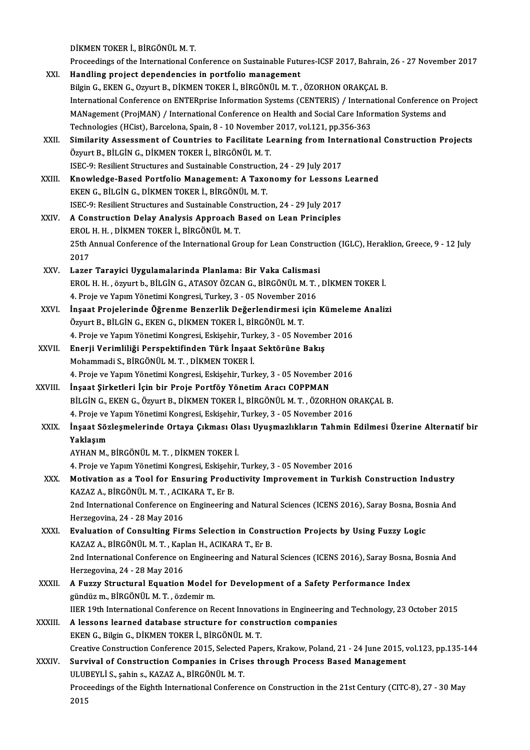DİKMEN TOKER İ., BİRGÖNÜL M. T.
Proceedings of the International Conference on Sustainable Futures-ICSF 2017, Bahrain, 26 - 27 November 2017

XXI. **Handling project dependencies in portfolio management**
Bilgin G., EKEN G., Ozyurt B., DİKMEN TOKER İ., BİRGÖNÜL M. T. , ÖZORHON ORAKÇAL B.
International Conference on ENTERprise Information Systems (CENTERIS) / International Conference on Project MANagement (ProjMAN) / International Conference on Health and Social Care Information Systems and Technologies (HCist), Barcelona, Spain, 8 - 10 November 2017, vol.121, pp.356-363

XXII. **Similarity Assessment of Countries to Facilitate Learning from International Construction Projects**
Özyurt B., BİLGİN G., DİKMEN TOKER İ., BİRGÖNÜL M. T.
ISEC-9: Resilient Structures and Sustainable Construction, 24 - 29 July 2017

XXIII. **Knowledge-Based Portfolio Management: A Taxonomy for Lessons Learned**
EKEN G., BİLGİN G., DİKMEN TOKER İ., BİRGÖNÜL M. T.
ISEC-9: Resilient Structures and Sustainable Construction, 24 - 29 July 2017

XXIV. **A Construction Delay Analysis Approach Based on Lean Principles**
EROL H. H. , DİKMEN TOKER İ., BİRGÖNÜL M. T.
25th Annual Conference of the International Group for Lean Construction (IGLC), Heraklion, Greece, 9 - 12 July 2017

XXV. **Lazer Tarayici Uygulamalarinda Planlama: Bir Vaka Calismasi**
EROL H. H. , özyurt b., BİLGİN G., ATASOY ÖZCAN G., BİRGÖNÜL M. T. , DİKMEN TOKER İ.
4. Proje ve Yapım Yönetimi Kongresi, Turkey, 3 - 05 November 2016

XXVI. **İnşaat Projelerinde Öğrenme Benzerlik Değerlendirmesi için Kümeleme Analizi**
Özyurt B., BİLGİN G., EKEN G., DİKMEN TOKER İ., BİRGÖNÜL M. T.
4. Proje ve Yapım Yönetimi Kongresi, Eskişehir, Turkey, 3 - 05 November 2016

XXVII. **Enerji Verimliliği Perspektifinden Türk İnşaat Sektörüne Bakış**
Mohammadi S., BİRGÖNÜL M. T. , DİKMEN TOKER İ.
4. Proje ve Yapım Yönetimi Kongresi, Eskişehir, Turkey, 3 - 05 November 2016

XXVIII. **İnşaat Şirketleri İçin bir Proje Portföy Yönetim Aracı COPPMAN**
BİLGİN G., EKEN G., Özyurt B., DİKMEN TOKER İ., BİRGÖNÜL M. T. , ÖZORHON ORAKÇAL B.
4. Proje ve Yapım Yönetimi Kongresi, Eskişehir, Turkey, 3 - 05 November 2016

XXIX. **İnşaat Sözleşmelerinde Ortaya Çıkması Olası Uyuşmazlıkların Tahmin Edilmesi Üzerine Alternatif bir Yaklaşım**
AYHAN M., BİRGÖNÜL M. T. , DİKMEN TOKER İ.
4. Proje ve Yapım Yönetimi Kongresi, Eskişehir, Turkey, 3 - 05 November 2016

XXX. **Motivation as a Tool for Ensuring Productivity Improvement in Turkish Construction Industry**
KAZAZ A., BİRGÖNÜL M. T. , ACIKARA T., Er B.
2nd International Conference on Engineering and Natural Sciences (ICENS 2016), Saray Bosna, Bosnia And Herzegovina, 24 - 28 May 2016

XXXI. **Evaluation of Consulting Firms Selection in Construction Projects by Using Fuzzy Logic**
KAZAZ A., BİRGÖNÜL M. T. , Kaplan H., ACIKARA T., Er B.
2nd International Conference on Engineering and Natural Sciences (ICENS 2016), Saray Bosna, Bosnia And Herzegovina, 24 - 28 May 2016

XXXII. **A Fuzzy Structural Equation Model for Development of a Safety Performance Index**
gündüz m., BİRGÖNÜL M. T. , özdemir m.
IIER 19th International Conference on Recent Innovations in Engineering and Technology, 23 October 2015

XXXIII. **A lessons learned database structure for construction companies**
EKEN G., Bilgin G., DİKMEN TOKER İ., BİRGÖNÜL M. T.
Creative Construction Conference 2015, Selected Papers, Krakow, Poland, 21 - 24 June 2015, vol.123, pp.135-144

XXXIV. **Survival of Construction Companies in Crises through Process Based Management**
ULUBEYLİ S., şahin s., KAZAZ A., BİRGÖNÜL M. T.
Proceedings of the Eighth International Conference on Construction in the 21st Century (CITC-8), 27 - 30 May 2015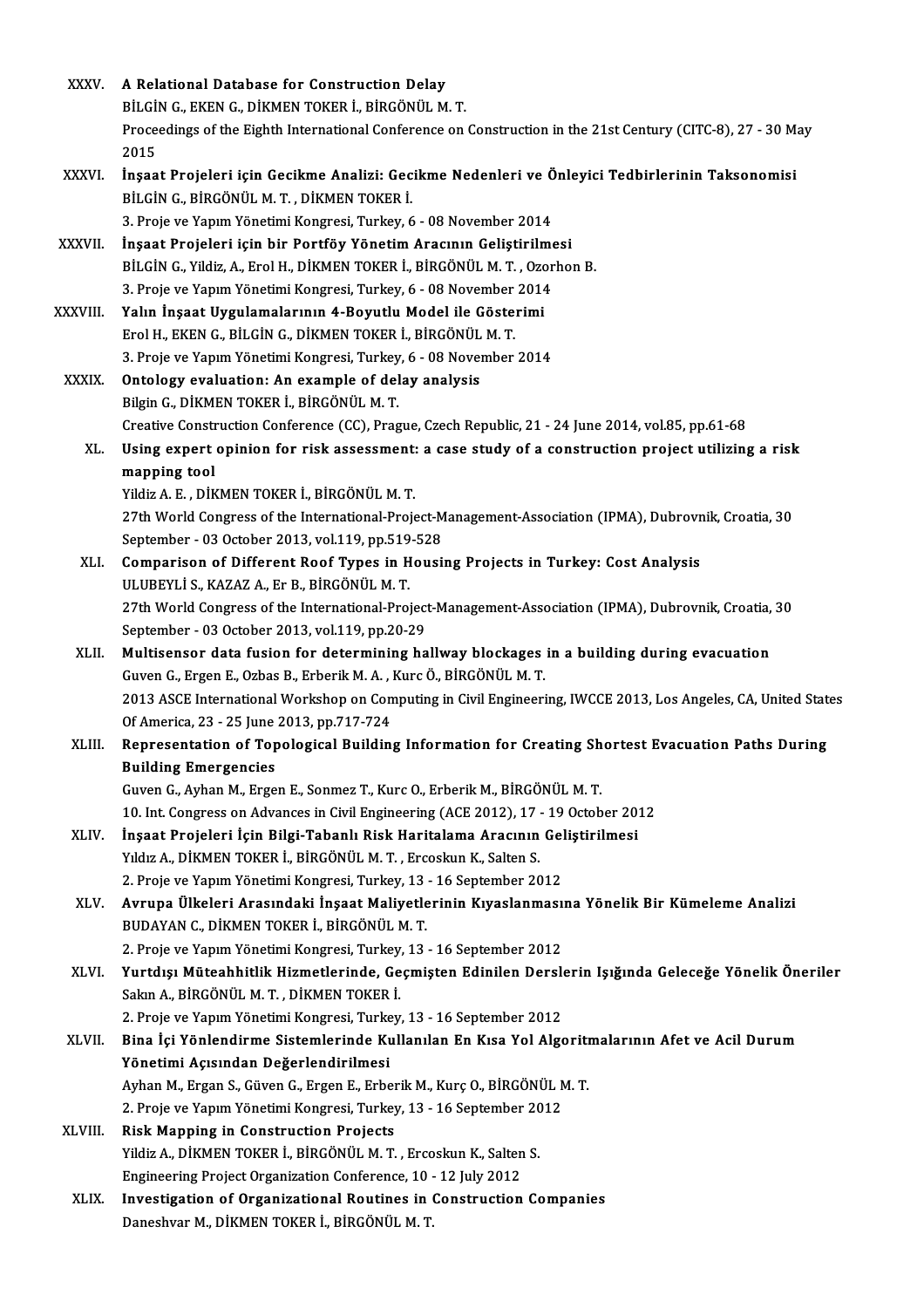XXXV. **A Relational Database for Construction Delay**
BİLGİN G., EKEN G., DİKMEN TOKER İ., BİRGÖNÜL M. T.
Proceedings of the Eighth International Conference on Construction in the 21st Century (CITC-8), 27 - 30 May 2015

XXXVI. **İnşaat Projeleri için Gecikme Analizi: Gecikme Nedenleri ve Önleyici Tedbirlerinin Taksonomisi**
BİLGİN G., BİRGÖNÜL M. T. , DİKMEN TOKER İ.
3. Proje ve Yapım Yönetimi Kongresi, Turkey, 6 - 08 November 2014

XXXVII. **İnşaat Projeleri için bir Portföy Yönetim Aracının Geliştirilmesi**
BİLGİN G., Yildiz, A., Erol H., DİKMEN TOKER İ., BİRGÖNÜL M. T. , Ozorhon B.
3. Proje ve Yapım Yönetimi Kongresi, Turkey, 6 - 08 November 2014

XXXVIII. **Yalın İnşaat Uygulamalarının 4-Boyutlu Model ile Gösterimi**
Erol H., EKEN G., BİLGİN G., DİKMEN TOKER İ., BİRGÖNÜL M. T.
3. Proje ve Yapım Yönetimi Kongresi, Turkey, 6 - 08 November 2014

XXXIX. **Ontology evaluation: An example of delay analysis**
Bilgin G., DİKMEN TOKER İ., BİRGÖNÜL M. T.
Creative Construction Conference (CC), Prague, Czech Republic, 21 - 24 June 2014, vol.85, pp.61-68

XL. **Using expert opinion for risk assessment: a case study of a construction project utilizing a risk mapping tool**
Yildiz A. E. , DİKMEN TOKER İ., BİRGÖNÜL M. T.
27th World Congress of the International-Project-Management-Association (IPMA), Dubrovnik, Croatia, 30 September - 03 October 2013, vol.119, pp.519-528

XLI. **Comparison of Different Roof Types in Housing Projects in Turkey: Cost Analysis**
ULUBEYLİ S., KAZAZ A., Er B., BİRGÖNÜL M. T.
27th World Congress of the International-Project-Management-Association (IPMA), Dubrovnik, Croatia, 30 September - 03 October 2013, vol.119, pp.20-29

XLII. **Multisensor data fusion for determining hallway blockages in a building during evacuation**
Guven G., Ergen E., Ozbas B., Erberik M. A. , Kurc Ö., BİRGÖNÜL M. T.
2013 ASCE International Workshop on Computing in Civil Engineering, IWCCE 2013, Los Angeles, CA, United States Of America, 23 - 25 June 2013, pp.717-724

XLIII. **Representation of Topological Building Information for Creating Shortest Evacuation Paths During Building Emergencies**
Guven G., Ayhan M., Ergen E., Sonmez T., Kurc O., Erberik M., BİRGÖNÜL M. T.
10. Int. Congress on Advances in Civil Engineering (ACE 2012), 17 - 19 October 2012

XLIV. **İnşaat Projeleri İçin Bilgi-Tabanlı Risk Haritalama Aracının Geliştirilmesi**
Yıldız A., DİKMEN TOKER İ., BİRGÖNÜL M. T. , Ercoskun K., Salten S.
2. Proje ve Yapım Yönetimi Kongresi, Turkey, 13 - 16 September 2012

XLV. **Avrupa Ülkeleri Arasındaki İnşaat Maliyetlerinin Kıyaslanmasına Yönelik Bir Kümeleme Analizi**
BUDAYAN C., DİKMEN TOKER İ., BİRGÖNÜL M. T.
2. Proje ve Yapım Yönetimi Kongresi, Turkey, 13 - 16 September 2012

XLVI. **Yurtdışı Müteahhitlik Hizmetlerinde, Geçmişten Edinilen Derslerin Işığında Geleceğe Yönelik Öneriler**
Sakın A., BİRGÖNÜL M. T. , DİKMEN TOKER İ.
2. Proje ve Yapım Yönetimi Kongresi, Turkey, 13 - 16 September 2012

XLVII. **Bina İçi Yönlendirme Sistemlerinde Kullanılan En Kısa Yol Algoritmalarının Afet ve Acil Durum Yönetimi Açısından Değerlendirilmesi**
Ayhan M., Ergan S., Güven G., Ergen E., Erberik M., Kurç O., BİRGÖNÜL M. T.
2. Proje ve Yapım Yönetimi Kongresi, Turkey, 13 - 16 September 2012

XLVIII. **Risk Mapping in Construction Projects**
Yildiz A., DİKMEN TOKER İ., BİRGÖNÜL M. T. , Ercoskun K., Salten S.
Engineering Project Organization Conference, 10 - 12 July 2012

XLIX. **Investigation of Organizational Routines in Construction Companies**
Daneshvar M., DİKMEN TOKER İ., BİRGÖNÜL M. T.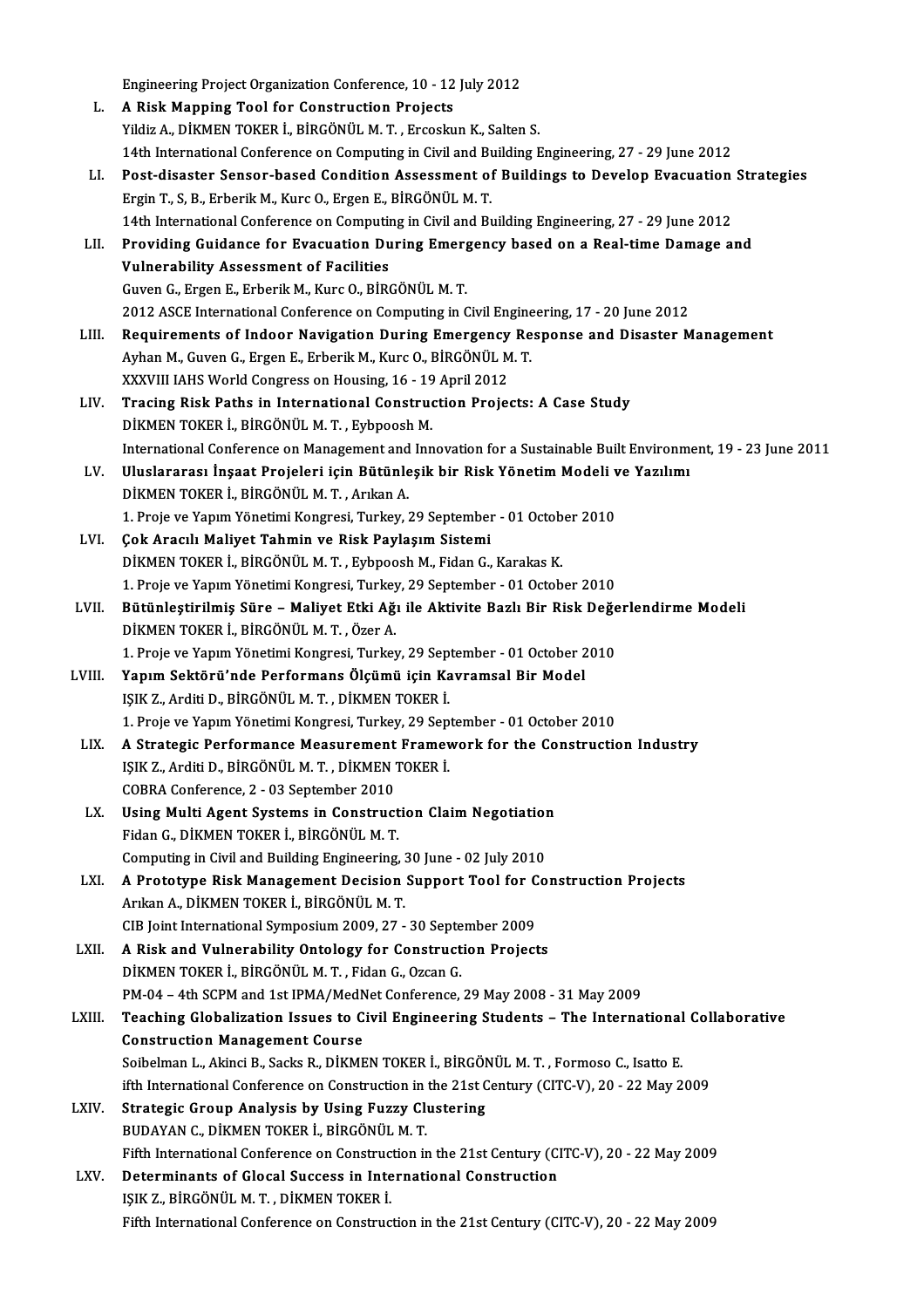Engineering Project Organization Conference, 10 - 12 July 2012

L. **A Risk Mapping Tool for Construction Projects**
Yildiz A., DİKMEN TOKER İ., BİRGÖNÜL M. T. , Ercoskun K., Salten S.
14th International Conference on Computing in Civil and Building Engineering, 27 - 29 June 2012

LI. **Post-disaster Sensor-based Condition Assessment of Buildings to Develop Evacuation Strategies**
Ergin T., S, B., Erberik M., Kurc O., Ergen E., BİRGÖNÜL M. T.
14th International Conference on Computing in Civil and Building Engineering, 27 - 29 June 2012

LII. **Providing Guidance for Evacuation During Emergency based on a Real-time Damage and Vulnerability Assessment of Facilities**
Guven G., Ergen E., Erberik M., Kurc O., BİRGÖNÜL M. T.
2012 ASCE International Conference on Computing in Civil Engineering, 17 - 20 June 2012

LIII. **Requirements of Indoor Navigation During Emergency Response and Disaster Management**
Ayhan M., Guven G., Ergen E., Erberik M., Kurc O., BİRGÖNÜL M. T.
XXXVIII IAHS World Congress on Housing, 16 - 19 April 2012

LIV. **Tracing Risk Paths in International Construction Projects: A Case Study**
DİKMEN TOKER İ., BİRGÖNÜL M. T. , Eybpoosh M.
International Conference on Management and Innovation for a Sustainable Built Environment, 19 - 23 June 2011

LV. **Uluslararası İnşaat Projeleri için Bütünleşik bir Risk Yönetim Modeli ve Yazılımı**
DİKMEN TOKER İ., BİRGÖNÜL M. T. , Arıkan A.
1. Proje ve Yapım Yönetimi Kongresi, Turkey, 29 September - 01 October 2010

LVI. **Çok Aracılı Maliyet Tahmin ve Risk Paylaşım Sistemi**
DİKMEN TOKER İ., BİRGÖNÜL M. T. , Eybpoosh M., Fidan G., Karakas K.
1. Proje ve Yapım Yönetimi Kongresi, Turkey, 29 September - 01 October 2010

LVII. **Bütünleştirilmiş Süre – Maliyet Etki Ağı ile Aktivite Bazlı Bir Risk Değerlendirme Modeli**
DİKMEN TOKER İ., BİRGÖNÜL M. T. , Özer A.
1. Proje ve Yapım Yönetimi Kongresi, Turkey, 29 September - 01 October 2010

LVIII. **Yapım Sektörü'nde Performans Ölçümü için Kavramsal Bir Model**
IŞIK Z., Arditi D., BİRGÖNÜL M. T. , DİKMEN TOKER İ.
1. Proje ve Yapım Yönetimi Kongresi, Turkey, 29 September - 01 October 2010

LIX. **A Strategic Performance Measurement Framework for the Construction Industry**
IŞIK Z., Arditi D., BİRGÖNÜL M. T. , DİKMEN TOKER İ.
COBRA Conference, 2 - 03 September 2010

LX. **Using Multi Agent Systems in Construction Claim Negotiation**
Fidan G., DİKMEN TOKER İ., BİRGÖNÜL M. T.
Computing in Civil and Building Engineering, 30 June - 02 July 2010

LXI. **A Prototype Risk Management Decision Support Tool for Construction Projects**
Arıkan A., DİKMEN TOKER İ., BİRGÖNÜL M. T.
CIB Joint International Symposium 2009, 27 - 30 September 2009

LXII. **A Risk and Vulnerability Ontology for Construction Projects**
DİKMEN TOKER İ., BİRGÖNÜL M. T. , Fidan G., Ozcan G.
PM-04 – 4th SCPM and 1st IPMA/MedNet Conference, 29 May 2008 - 31 May 2009

LXIII. **Teaching Globalization Issues to Civil Engineering Students – The International Collaborative Construction Management Course**
Soibelman L., Akinci B., Sacks R., DİKMEN TOKER İ., BİRGÖNÜL M. T. , Formoso C., Isatto E.
ifth International Conference on Construction in the 21st Century (CITC-V), 20 - 22 May 2009

LXIV. **Strategic Group Analysis by Using Fuzzy Clustering**
BUDAYAN C., DİKMEN TOKER İ., BİRGÖNÜL M. T.
Fifth International Conference on Construction in the 21st Century (CITC-V), 20 - 22 May 2009

LXV. **Determinants of Glocal Success in International Construction**
IŞIK Z., BİRGÖNÜL M. T. , DİKMEN TOKER İ.
Fifth International Conference on Construction in the 21st Century (CITC-V), 20 - 22 May 2009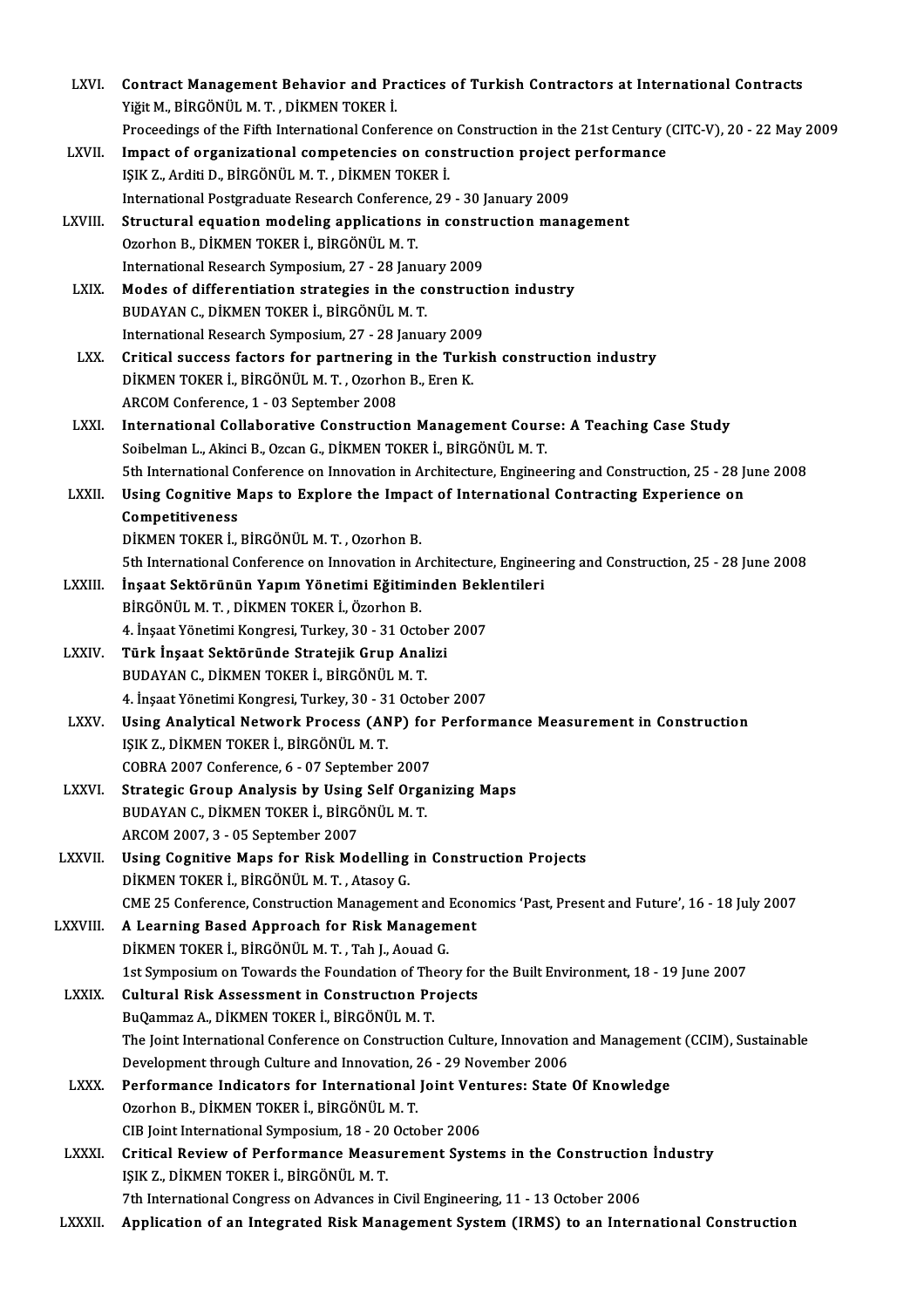LXVI. **Contract Management Behavior and Practices of Turkish Contractors at International Contracts**
Yiğit M., BİRGÖNÜL M. T. , DİKMEN TOKER İ.
Proceedings of the Fifth International Conference on Construction in the 21st Century (CITC-V), 20 - 22 May 2009

LXVII. **Impact of organizational competencies on construction project performance**
IŞIK Z., Arditi D., BİRGÖNÜL M. T. , DİKMEN TOKER İ.
International Postgraduate Research Conference, 29 - 30 January 2009

LXVIII. **Structural equation modeling applications in construction management**
Ozorhon B., DİKMEN TOKER İ., BİRGÖNÜL M. T.
International Research Symposium, 27 - 28 January 2009

LXIX. **Modes of differentiation strategies in the construction industry**
BUDAYAN C., DİKMEN TOKER İ., BİRGÖNÜL M. T.
International Research Symposium, 27 - 28 January 2009

LXX. **Critical success factors for partnering in the Turkish construction industry**
DİKMEN TOKER İ., BİRGÖNÜL M. T. , Ozorhon B., Eren K.
ARCOM Conference, 1 - 03 September 2008

LXXI. **International Collaborative Construction Management Course: A Teaching Case Study**
Soibelman L., Akinci B., Ozcan G., DİKMEN TOKER İ., BİRGÖNÜL M. T.
5th International Conference on Innovation in Architecture, Engineering and Construction, 25 - 28 June 2008

LXXII. **Using Cognitive Maps to Explore the Impact of International Contracting Experience on Competitiveness**
DİKMEN TOKER İ., BİRGÖNÜL M. T. , Ozorhon B.
5th International Conference on Innovation in Architecture, Engineering and Construction, 25 - 28 June 2008

LXXIII. **İnşaat Sektörünün Yapım Yönetimi Eğitiminden Beklentileri**
BİRGÖNÜL M. T. , DİKMEN TOKER İ., Özorhon B.
4. İnşaat Yönetimi Kongresi, Turkey, 30 - 31 October 2007

LXXIV. **Türk İnşaat Sektöründe Stratejik Grup Analizi**
BUDAYAN C., DİKMEN TOKER İ., BİRGÖNÜL M. T.
4. İnşaat Yönetimi Kongresi, Turkey, 30 - 31 October 2007

LXXV. **Using Analytical Network Process (ANP) for Performance Measurement in Construction**
IŞIK Z., DİKMEN TOKER İ., BİRGÖNÜL M. T.
COBRA 2007 Conference, 6 - 07 September 2007

LXXVI. **Strategic Group Analysis by Using Self Organizing Maps**
BUDAYAN C., DİKMEN TOKER İ., BİRGÖNÜL M. T.
ARCOM 2007, 3 - 05 September 2007

LXXVII. **Using Cognitive Maps for Risk Modelling in Construction Projects**
DİKMEN TOKER İ., BİRGÖNÜL M. T. , Atasoy G.
CME 25 Conference, Construction Management and Economics 'Past, Present and Future', 16 - 18 July 2007

LXXVIII. **A Learning Based Approach for Risk Management**
DİKMEN TOKER İ., BİRGÖNÜL M. T. , Tah J., Aouad G.
1st Symposium on Towards the Foundation of Theory for the Built Environment, 18 - 19 June 2007

LXXIX. **Cultural Risk Assessment in Constructıon Projects**
BuQammaz A., DİKMEN TOKER İ., BİRGÖNÜL M. T.
The Joint International Conference on Construction Culture, Innovation and Management (CCIM), Sustainable Development through Culture and Innovation, 26 - 29 November 2006

LXXX. **Performance Indicators for International Joint Ventures: State Of Knowledge**
Ozorhon B., DİKMEN TOKER İ., BİRGÖNÜL M. T.
CIB Joint International Symposium, 18 - 20 October 2006

LXXXI. **Critical Review of Performance Measurement Systems in the Construction İndustry**
IŞIK Z., DİKMEN TOKER İ., BİRGÖNÜL M. T.
7th International Congress on Advances in Civil Engineering, 11 - 13 October 2006

LXXXII. **Application of an Integrated Risk Management System (IRMS) to an International Construction**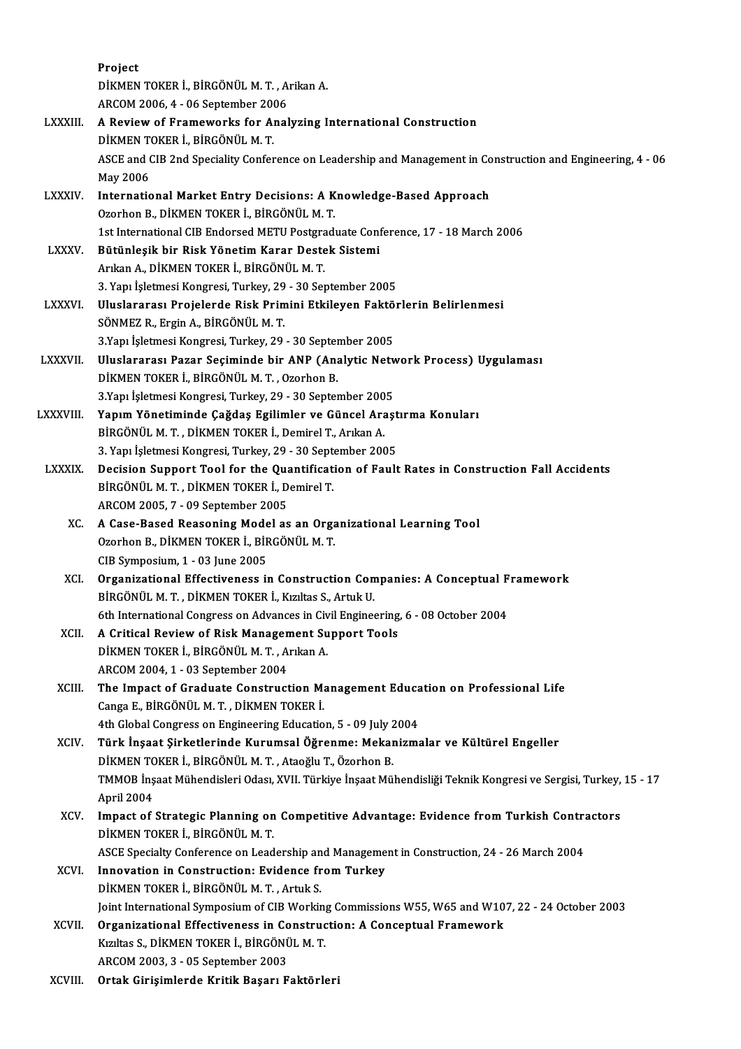Project
DİKMEN TOKER İ., BİRGÖNÜL M. T. , Arikan A.
ARCOM 2006, 4 - 06 September 2006

LXXXIII. **A Review of Frameworks for Analyzing International Construction**
DİKMEN TOKER İ., BİRGÖNÜL M. T.
ASCE and CIB 2nd Speciality Conference on Leadership and Management in Construction and Engineering, 4 - 06 May 2006

LXXXIV. **International Market Entry Decisions: A Knowledge-Based Approach**
Ozorhon B., DİKMEN TOKER İ., BİRGÖNÜL M. T.
1st International CIB Endorsed METU Postgraduate Conference, 17 - 18 March 2006

LXXXV. **Bütünleşik bir Risk Yönetim Karar Destek Sistemi**
Arıkan A., DİKMEN TOKER İ., BİRGÖNÜL M. T.
3. Yapı İşletmesi Kongresi, Turkey, 29 - 30 September 2005

LXXXVI. **Uluslararası Projelerde Risk Primini Etkileyen Faktörlerin Belirlenmesi**
SÖNMEZ R., Ergin A., BİRGÖNÜL M. T.
3.Yapı İşletmesi Kongresi, Turkey, 29 - 30 September 2005

LXXXVII. **Uluslararası Pazar Seçiminde bir ANP (Analytic Network Process) Uygulaması**
DİKMEN TOKER İ., BİRGÖNÜL M. T. , Ozorhon B.
3.Yapı İşletmesi Kongresi, Turkey, 29 - 30 September 2005

LXXXVIII. **Yapım Yönetiminde Çağdaş Egilimler ve Güncel Araştırma Konuları**
BİRGÖNÜL M. T. , DİKMEN TOKER İ., Demirel T., Arıkan A.
3. Yapı İşletmesi Kongresi, Turkey, 29 - 30 September 2005

LXXXIX. **Decision Support Tool for the Quantification of Fault Rates in Construction Fall Accidents**
BİRGÖNÜL M. T. , DİKMEN TOKER İ., Demirel T.
ARCOM 2005, 7 - 09 September 2005

XC. **A Case-Based Reasoning Model as an Organizational Learning Tool**
Ozorhon B., DİKMEN TOKER İ., BİRGÖNÜL M. T.
CIB Symposium, 1 - 03 June 2005

XCI. **Organizational Effectiveness in Construction Companies: A Conceptual Framework**
BİRGÖNÜL M. T. , DİKMEN TOKER İ., Kızıltas S., Artuk U.
6th International Congress on Advances in Civil Engineering, 6 - 08 October 2004

XCII. **A Critical Review of Risk Management Support Tools**
DİKMEN TOKER İ., BİRGÖNÜL M. T. , Arıkan A.
ARCOM 2004, 1 - 03 September 2004

XCIII. **The Impact of Graduate Construction Management Education on Professional Life**
Canga E., BİRGÖNÜL M. T. , DİKMEN TOKER İ.
4th Global Congress on Engineering Education, 5 - 09 July 2004

XCIV. **Türk İnşaat Şirketlerinde Kurumsal Öğrenme: Mekanizmalar ve Kültürel Engeller**
DİKMEN TOKER İ., BİRGÖNÜL M. T. , Ataoğlu T., Özorhon B.
TMMOB İnşaat Mühendisleri Odası, XVII. Türkiye İnşaat Mühendisliği Teknik Kongresi ve Sergisi, Turkey, 15 - 17 April 2004

XCV. **Impact of Strategic Planning on Competitive Advantage: Evidence from Turkish Contractors**
DİKMEN TOKER İ., BİRGÖNÜL M. T.
ASCE Specialty Conference on Leadership and Management in Construction, 24 - 26 March 2004

XCVI. **Innovation in Construction: Evidence from Turkey**
DİKMEN TOKER İ., BİRGÖNÜL M. T. , Artuk S.
Joint International Symposium of CIB Working Commissions W55, W65 and W107, 22 - 24 October 2003

XCVII. **Organizational Effectiveness in Construction: A Conceptual Framework**
Kızıltas S., DİKMEN TOKER İ., BİRGÖNÜL M. T.
ARCOM 2003, 3 - 05 September 2003

XCVIII. **Ortak Girişimlerde Kritik Başarı Faktörleri**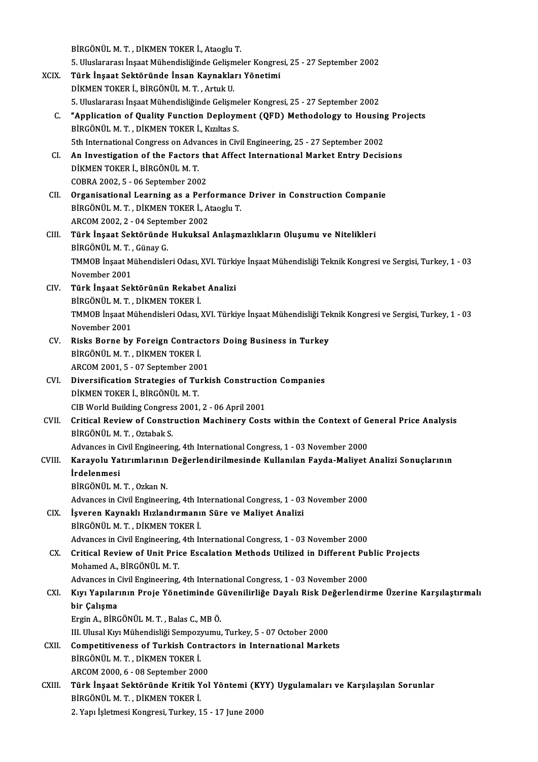BİRGÖNÜL M. T. , DİKMEN TOKER İ., Ataoglu T.
5. Uluslararası İnşaat Mühendisliğinde Gelişmeler Kongresi, 25 - 27 September 2002

XCIX. **Türk İnşaat Sektöründe İnsan Kaynakları Yönetimi**
DİKMEN TOKER İ., BİRGÖNÜL M. T. , Artuk U.
5. Uluslararası İnşaat Mühendisliğinde Gelişmeler Kongresi, 25 - 27 September 2002

C. **"Application of Quality Function Deployment (QFD) Methodology to Housing Projects**
BİRGÖNÜL M. T. , DİKMEN TOKER İ., Kızıltas S.
5th International Congress on Advances in Civil Engineering, 25 - 27 September 2002

CI. **An Investigation of the Factors that Affect International Market Entry Decisions**
DİKMEN TOKER İ., BİRGÖNÜL M. T.
COBRA 2002, 5 - 06 September 2002

CII. **Organisational Learning as a Performance Driver in Construction Companie**
BİRGÖNÜL M. T. , DİKMEN TOKER İ., Ataoglu T.
ARCOM 2002, 2 - 04 September 2002

CIII. **Türk İnşaat Sektöründe Hukuksal Anlaşmazlıkların Oluşumu ve Nitelikleri**
BİRGÖNÜL M. T. , Günay G.
TMMOB İnşaat Mühendisleri Odası, XVI. Türkiye İnşaat Mühendisliği Teknik Kongresi ve Sergisi, Turkey, 1 - 03 November 2001

CIV. **Türk İnşaat Sektörünün Rekabet Analizi**
BİRGÖNÜL M. T. , DİKMEN TOKER İ.
TMMOB İnşaat Mühendisleri Odası, XVI. Türkiye İnşaat Mühendisliği Teknik Kongresi ve Sergisi, Turkey, 1 - 03 November 2001

CV. **Risks Borne by Foreign Contractors Doing Business in Turkey**
BİRGÖNÜL M. T. , DİKMEN TOKER İ.
ARCOM 2001, 5 - 07 September 2001

CVI. **Diversification Strategies of Turkish Construction Companies**
DİKMEN TOKER İ., BİRGÖNÜL M. T.
CIB World Building Congress 2001, 2 - 06 April 2001

CVII. **Critical Review of Construction Machinery Costs within the Context of General Price Analysis**
BİRGÖNÜL M. T. , Oztabak S.
Advances in Civil Engineering, 4th International Congress, 1 - 03 November 2000

CVIII. **Karayolu Yatırımlarının Değerlendirilmesinde Kullanılan Fayda-Maliyet Analizi Sonuçlarının İrdelenmesi**
BİRGÖNÜL M. T. , Ozkan N.
Advances in Civil Engineering, 4th International Congress, 1 - 03 November 2000

CIX. **İşveren Kaynaklı Hızlandırmanın Süre ve Maliyet Analizi**
BİRGÖNÜL M. T. , DİKMEN TOKER İ.
Advances in Civil Engineering, 4th International Congress, 1 - 03 November 2000

CX. **Critical Review of Unit Price Escalation Methods Utilized in Different Public Projects**
Mohamed A., BİRGÖNÜL M. T.
Advances in Civil Engineering, 4th International Congress, 1 - 03 November 2000

CXI. **Kıyı Yapılarının Proje Yönetiminde Güvenilirliğe Dayalı Risk Değerlendirme Üzerine Karşılaştırmalı bir Çalışma**
Ergin A., BİRGÖNÜL M. T. , Balas C., MB Ö.
III. Ulusal Kıyı Mühendisliği Sempozyumu, Turkey, 5 - 07 October 2000

CXII. **Competitiveness of Turkish Contractors in International Markets**
BİRGÖNÜL M. T. , DİKMEN TOKER İ.
ARCOM 2000, 6 - 08 September 2000

CXIII. **Türk İnşaat Sektöründe Kritik Yol Yöntemi (KYY) Uygulamaları ve Karşılaşılan Sorunlar**
BİRGÖNÜL M. T. , DİKMEN TOKER İ.
2. Yapı İşletmesi Kongresi, Turkey, 15 - 17 June 2000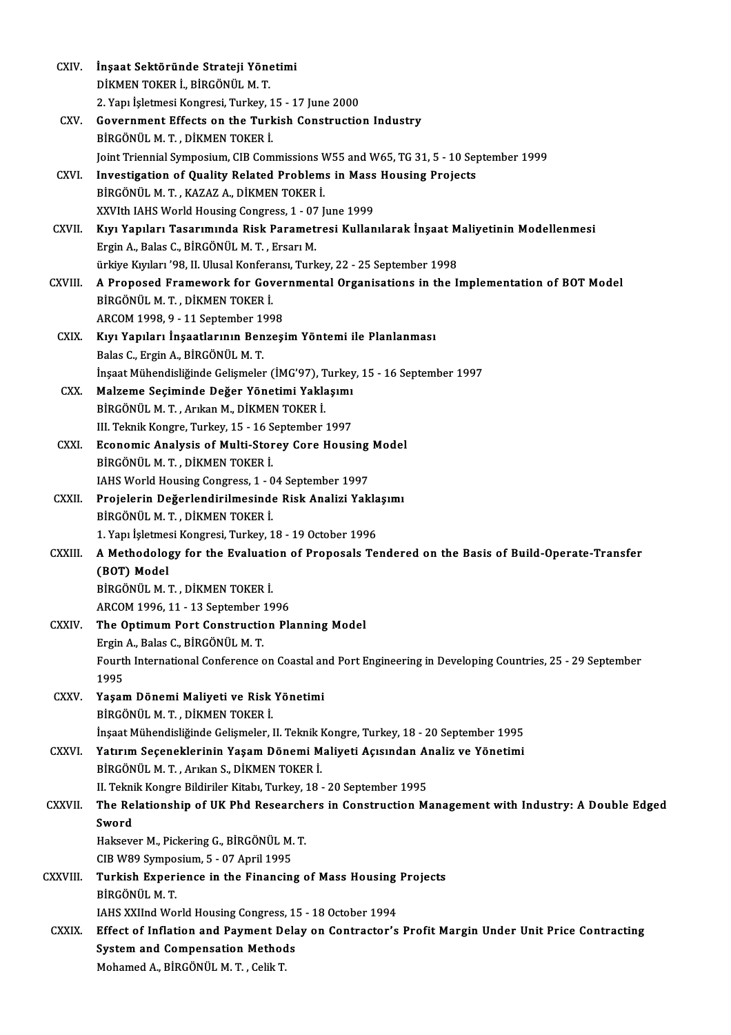CXIV. **İnşaat Sektöründe Strateji Yönetimi**
DİKMEN TOKER İ., BİRGÖNÜL M. T.
2. Yapı İşletmesi Kongresi, Turkey, 15 - 17 June 2000

CXV. **Government Effects on the Turkish Construction Industry**
BİRGÖNÜL M. T. , DİKMEN TOKER İ.
Joint Triennial Symposium, CIB Commissions W55 and W65, TG 31, 5 - 10 September 1999

CXVI. **Investigation of Quality Related Problems in Mass Housing Projects**
BİRGÖNÜL M. T. , KAZAZ A., DİKMEN TOKER İ.
XXVIth IAHS World Housing Congress, 1 - 07 June 1999

CXVII. **Kıyı Yapıları Tasarımında Risk Parametresi Kullanılarak İnşaat Maliyetinin Modellenmesi**
Ergin A., Balas C., BİRGÖNÜL M. T. , Ersarı M.
ürkiye Kıyıları '98, II. Ulusal Konferansı, Turkey, 22 - 25 September 1998

CXVIII. **A Proposed Framework for Governmental Organisations in the Implementation of BOT Model**
BİRGÖNÜL M. T. , DİKMEN TOKER İ.
ARCOM 1998, 9 - 11 September 1998

CXIX. **Kıyı Yapıları İnşaatlarının Benzeşim Yöntemi ile Planlanması**
Balas C., Ergin A., BİRGÖNÜL M. T.
İnşaat Mühendisliğinde Gelişmeler (İMG'97), Turkey, 15 - 16 September 1997

CXX. **Malzeme Seçiminde Değer Yönetimi Yaklaşımı**
BİRGÖNÜL M. T. , Arıkan M., DİKMEN TOKER İ.
III. Teknik Kongre, Turkey, 15 - 16 September 1997

CXXI. **Economic Analysis of Multi-Storey Core Housing Model**
BİRGÖNÜL M. T. , DİKMEN TOKER İ.
IAHS World Housing Congress, 1 - 04 September 1997

CXXII. **Projelerin Değerlendirilmesinde Risk Analizi Yaklaşımı**
BİRGÖNÜL M. T. , DİKMEN TOKER İ.
1. Yapı İşletmesi Kongresi, Turkey, 18 - 19 October 1996

CXXIII. **A Methodology for the Evaluation of Proposals Tendered on the Basis of Build-Operate-Transfer (BOT) Model**
BİRGÖNÜL M. T. , DİKMEN TOKER İ.
ARCOM 1996, 11 - 13 September 1996

CXXIV. **The Optimum Port Construction Planning Model**
Ergin A., Balas C., BİRGÖNÜL M. T.
Fourth International Conference on Coastal and Port Engineering in Developing Countries, 25 - 29 September 1995

CXXV. **Yaşam Dönemi Maliyeti ve Risk Yönetimi**
BİRGÖNÜL M. T. , DİKMEN TOKER İ.
İnşaat Mühendisliğinde Gelişmeler, II. Teknik Kongre, Turkey, 18 - 20 September 1995

CXXVI. **Yatırım Seçeneklerinin Yaşam Dönemi Maliyeti Açısından Analiz ve Yönetimi**
BİRGÖNÜL M. T. , Arıkan S., DİKMEN TOKER İ.
II. Teknik Kongre Bildiriler Kitabı, Turkey, 18 - 20 September 1995

CXXVII. **The Relationship of UK Phd Researchers in Construction Management with Industry: A Double Edged Sword**
Haksever M., Pickering G., BİRGÖNÜL M. T.
CIB W89 Symposium, 5 - 07 April 1995

CXXVIII. **Turkish Experience in the Financing of Mass Housing Projects**
BİRGÖNÜL M. T.
IAHS XXIInd World Housing Congress, 15 - 18 October 1994

CXXIX. **Effect of Inflation and Payment Delay on Contractor's Profit Margin Under Unit Price Contracting System and Compensation Methods**
Mohamed A., BİRGÖNÜL M. T. , Celik T.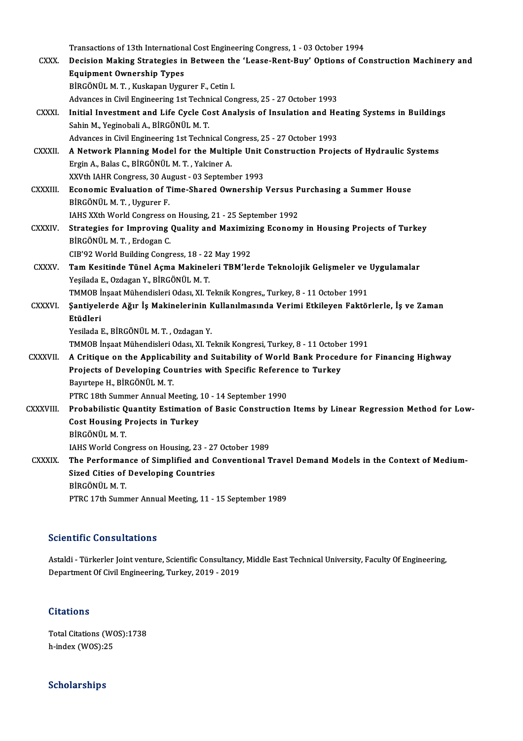Transactions of 13th International Cost Engineering Congress, 1 - 03 October 1994

CXXX. **Decision Making Strategies in Between the 'Lease-Rent-Buy' Options of Construction Machinery and Equipment Ownership Types**
BİRGÖNÜL M. T. , Kuskapan Uygurer F., Cetin I.
Advances in Civil Engineering 1st Technical Congress, 25 - 27 October 1993

CXXXI. **Initial Investment and Life Cycle Cost Analysis of Insulation and Heating Systems in Buildings**
Sahin M., Yeginobali A., BİRGÖNÜL M. T.
Advances in Civil Engineering 1st Technical Congress, 25 - 27 October 1993

CXXXII. **A Network Planning Model for the Multiple Unit Construction Projects of Hydraulic Systems**
Ergin A., Balas C., BİRGÖNÜL M. T. , Yalciner A.
XXVth IAHR Congress, 30 August - 03 September 1993

CXXXIII. **Economic Evaluation of Time-Shared Ownership Versus Purchasing a Summer House**
BİRGÖNÜL M. T. , Uygurer F.
IAHS XXth World Congress on Housing, 21 - 25 September 1992

CXXXIV. **Strategies for Improving Quality and Maximizing Economy in Housing Projects of Turkey**
BİRGÖNÜL M. T. , Erdogan C.
CIB'92 World Building Congress, 18 - 22 May 1992

CXXXV. **Tam Kesitinde Tünel Açma Makineleri TBM'lerde Teknolojik Gelişmeler ve Uygulamalar**
Yeşilada E., Ozdagan Y., BİRGÖNÜL M. T.
TMMOB İnşaat Mühendisleri Odası, XI. Teknik Kongres,, Turkey, 8 - 11 October 1991

CXXXVI. **Şantiyelerde Ağır İş Makinelerinin Kullanılmasında Verimi Etkileyen Faktörlerle, İş ve Zaman Etüdleri**
Yesilada E., BİRGÖNÜL M. T. , Ozdagan Y.
TMMOB İnşaat Mühendisleri Odası, XI. Teknik Kongresi, Turkey, 8 - 11 October 1991

CXXXVII. **A Critique on the Applicability and Suitability of World Bank Procedure for Financing Highway Projects of Developing Countries with Specific Reference to Turkey**
Bayırtepe H., BİRGÖNÜL M. T.
PTRC 18th Summer Annual Meeting, 10 - 14 September 1990

CXXXVIII. **Probabilistic Quantity Estimation of Basic Construction Items by Linear Regression Method for Low-Cost Housing Projects in Turkey**
BİRGÖNÜL M. T.
IAHS World Congress on Housing, 23 - 27 October 1989

CXXXIX. **The Performance of Simplified and Conventional Travel Demand Models in the Context of Medium-Sized Cities of Developing Countries**
BİRGÖNÜL M. T.
PTRC 17th Summer Annual Meeting, 11 - 15 September 1989

## Scientific Consultations

Astaldi - Türkerler Joint venture, Scientific Consultancy, Middle East Technical University, Faculty Of Engineering, Department Of Civil Engineering, Turkey, 2019 - 2019

## Citations

Total Citations (WOS):1738
h-index (WOS):25

## Scholarships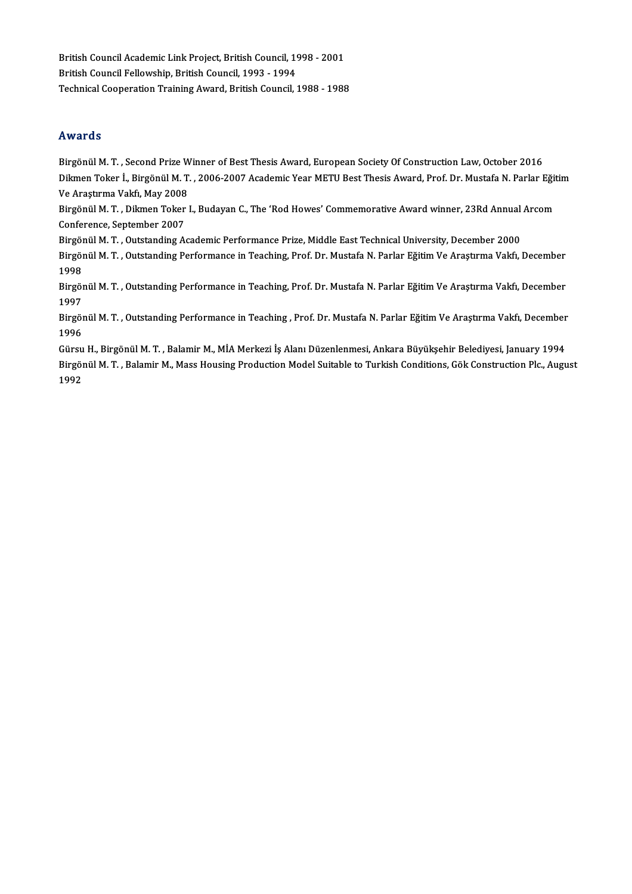British Council Academic Link Project, British Council, 1998 - 2001
British Council Fellowship, British Council, 1993 - 1994
Technical Cooperation Training Award, British Council, 1988 - 1988

## Awards

Birgönül M. T. , Second Prize Winner of Best Thesis Award, European Society Of Construction Law, October 2016

Dikmen Toker İ., Birgönül M. T. , 2006-2007 Academic Year METU Best Thesis Award, Prof. Dr. Mustafa N. Parlar Eğitim Ve Araştırma Vakfı, May 2008

Birgönül M. T. , Dikmen Toker I., Budayan C., The 'Rod Howes' Commemorative Award winner, 23Rd Annual Arcom Conference, September 2007

Birgönül M. T. , Outstanding Academic Performance Prize, Middle East Technical University, December 2000

Birgönül M. T. , Outstanding Performance in Teaching, Prof. Dr. Mustafa N. Parlar Eğitim Ve Araştırma Vakfı, December 1998

Birgönül M. T. , Outstanding Performance in Teaching, Prof. Dr. Mustafa N. Parlar Eğitim Ve Araştırma Vakfı, December 1997

Birgönül M. T. , Outstanding Performance in Teaching , Prof. Dr. Mustafa N. Parlar Eğitim Ve Araştırma Vakfı, December 1996

Gürsu H., Birgönül M. T. , Balamir M., MİA Merkezi İş Alanı Düzenlenmesi, Ankara Büyükşehir Belediyesi, January 1994

Birgönül M. T. , Balamir M., Mass Housing Production Model Suitable to Turkish Conditions, Gök Construction Plc., August 1992